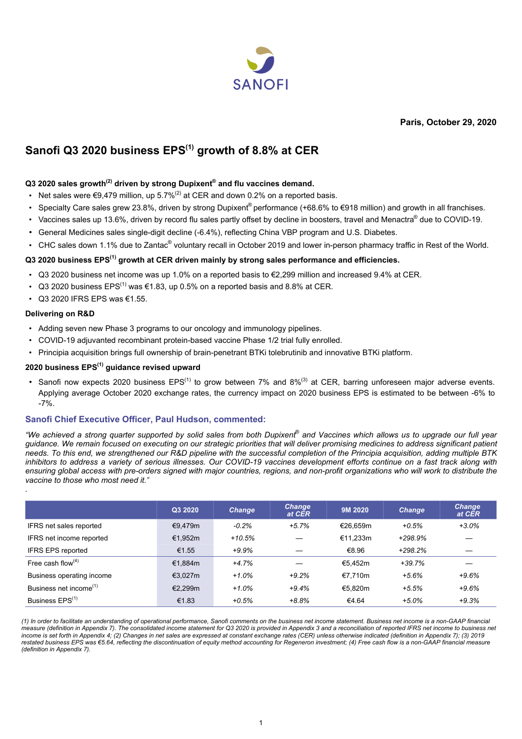SANOFI

**Paris, October 29, 2020**

# Sanofi Q3 2020 business EPS[1] growth of 8.8% at CER

### Q3 2020 sales growth[2] driven by strong Dupixent® and flu vaccines demand.

- Net sales were €9,479 million, up 5.7%[2] at CER and down 0.2% on a reported basis.
- Specialty Care sales grew 23.8%, driven by strong Dupixent® performance (+68.6% to €918 million) and growth in all franchises.
- Vaccines sales up 13.6%, driven by record flu sales partly offset by decline in boosters, travel and Menactra® due to COVID-19.
- General Medicines sales single-digit decline (-6.4%), reflecting China VBP program and U.S. Diabetes.
- CHC sales down 1.1% due to Zantac® voluntary recall in October 2019 and lower in-person pharmacy traffic in Rest of the World.

### Q3 2020 business EPS[1] growth at CER driven mainly by strong sales performance and efficiencies.

- Q3 2020 business net income was up 1.0% on a reported basis to €2,299 million and increased 9.4% at CER.
- Q3 2020 business EPS[1] was €1.83, up 0.5% on a reported basis and 8.8% at CER.
- Q3 2020 IFRS EPS was €1.55.

### Delivering on R&D

- Adding seven new Phase 3 programs to our oncology and immunology pipelines.
- COVID-19 adjuvanted recombinant protein-based vaccine Phase 1/2 trial fully enrolled.
- Principia acquisition brings full ownership of brain-penetrant BTKi tolebrutinib and innovative BTKi platform.

### 2020 business EPS[1] guidance revised upward

- Sanofi now expects 2020 business EPS[1] to grow between 7% and 8%[3] at CER, barring unforeseen major adverse events. Applying average October 2020 exchange rates, the currency impact on 2020 business EPS is estimated to be between -6% to -7%.

### Sanofi Chief Executive Officer, Paul Hudson, commented:

*"We achieved a strong quarter supported by solid sales from both Dupixent® and Vaccines which allows us to upgrade our full year guidance. We remain focused on executing on our strategic priorities that will deliver promising medicines to address significant patient needs. To this end, we strengthened our R&D pipeline with the successful completion of the Principia acquisition, adding multiple BTK inhibitors to address a variety of serious illnesses. Our COVID-19 vaccines development efforts continue on a fast track along with ensuring global access with pre-orders signed with major countries, regions, and non-profit organizations who will work to distribute the vaccine to those who most need it."*

| | Q3 2020 | Change | Change at CER | 9M 2020 | Change | Change at CER |
|---|---|---|---|---|---|---|
| IFRS net sales reported | €9,479m | -0.2% | +5.7% | €26,659m | +0.5% | +3.0% |
| IFRS net income reported | €1,952m | +10.5% | — | €11,233m | +298.9% | — |
| IFRS EPS reported | €1.55 | +9.9% | — | €8.96 | +298.2% | — |
| Free cash flow[4] | €1,884m | +4.7% | — | €5,452m | +39.7% | — |
| Business operating income | €3,027m | +1.0% | +9.2% | €7,710m | +5.6% | +9.6% |
| Business net income[1] | €2,299m | +1.0% | +9.4% | €5,820m | +5.5% | +9.6% |
| Business EPS[1] | €1.83 | +0.5% | +8.8% | €4.64 | +5.0% | +9.3% |

*(1) In order to facilitate an understanding of operational performance, Sanofi comments on the business net income statement. Business net income is a non-GAAP financial measure (definition in Appendix 7). The consolidated income statement for Q3 2020 is provided in Appendix 3 and a reconciliation of reported IFRS net income to business net income is set forth in Appendix 4; (2) Changes in net sales are expressed at constant exchange rates (CER) unless otherwise indicated (definition in Appendix 7); (3) 2019 restated business EPS was €5.64, reflecting the discontinuation of equity method accounting for Regeneron investment; (4) Free cash flow is a non-GAAP financial measure (definition in Appendix 7).*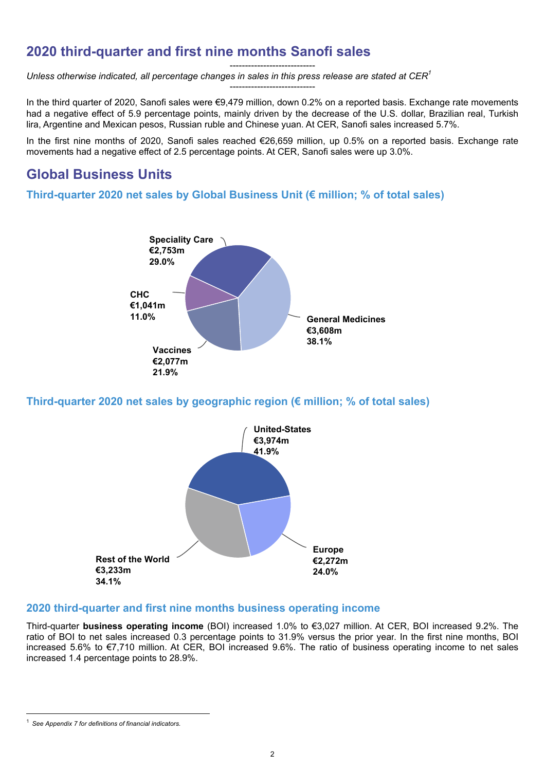## 2020 third-quarter and first nine months Sanofi sales

----------------------------

*Unless otherwise indicated, all percentage changes in sales in this press release are stated at CER[1]*

----------------------------

In the third quarter of 2020, Sanofi sales were €9,479 million, down 0.2% on a reported basis. Exchange rate movements had a negative effect of 5.9 percentage points, mainly driven by the decrease of the U.S. dollar, Brazilian real, Turkish lira, Argentine and Mexican pesos, Russian ruble and Chinese yuan. At CER, Sanofi sales increased 5.7%.

In the first nine months of 2020, Sanofi sales reached €26,659 million, up 0.5% on a reported basis. Exchange rate movements had a negative effect of 2.5 percentage points. At CER, Sanofi sales were up 3.0%.

## Global Business Units

### Third-quarter 2020 net sales by Global Business Unit (€ million; % of total sales)

**Speciality Care**
**€2,753m**
**29.0%**

**CHC**
**€1,041m**
**11.0%**

**General Medicines**
**€3,608m**
**38.1%**

**Vaccines**
**€2,077m**
**21.9%**

### Third-quarter 2020 net sales by geographic region (€ million; % of total sales)

**United-States**
**€3,974m**
**41.9%**

**Europe**
**€2,272m**
**24.0%**

**Rest of the World**
**€3,233m**
**34.1%**

### 2020 third-quarter and first nine months business operating income

Third-quarter **business operating income** (BOI) increased 1.0% to €3,027 million. At CER, BOI increased 9.2%. The ratio of BOI to net sales increased 0.3 percentage points to 31.9% versus the prior year. In the first nine months, BOI increased 5.6% to €7,710 million. At CER, BOI increased 9.6%. The ratio of business operating income to net sales increased 1.4 percentage points to 28.9%.

---

[1] *See Appendix 7 for definitions of financial indicators.*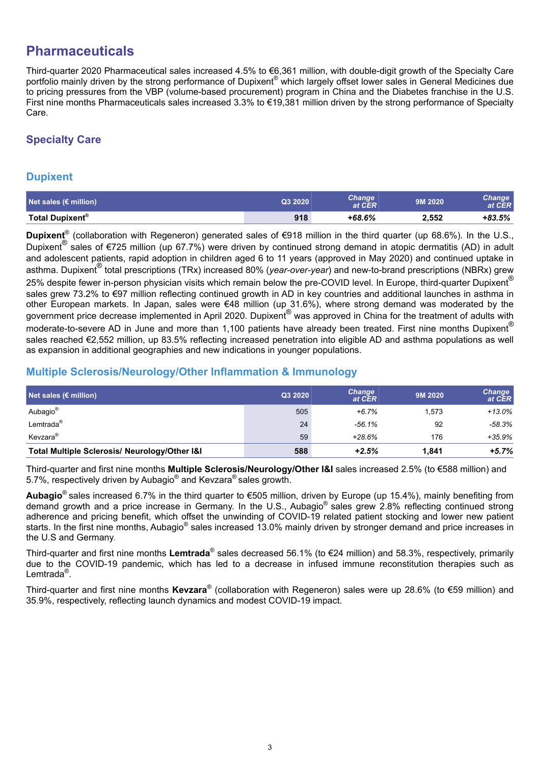# Pharmaceuticals

Third-quarter 2020 Pharmaceutical sales increased 4.5% to €6,361 million, with double-digit growth of the Specialty Care portfolio mainly driven by the strong performance of Dupixent® which largely offset lower sales in General Medicines due to pricing pressures from the VBP (volume-based procurement) program in China and the Diabetes franchise in the U.S. First nine months Pharmaceuticals sales increased 3.3% to €19,381 million driven by the strong performance of Specialty Care.

## Specialty Care

### Dupixent

| Net sales (€ million) | Q3 2020 | Change at CER | 9M 2020 | Change at CER |
|---|---|---|---|---|
| **Total Dupixent®** | **918** | ***+68.6%*** | **2,552** | ***+83.5%*** |

**Dupixent®** (collaboration with Regeneron) generated sales of €918 million in the third quarter (up 68.6%). In the U.S., Dupixent® sales of €725 million (up 67.7%) were driven by continued strong demand in atopic dermatitis (AD) in adult and adolescent patients, rapid adoption in children aged 6 to 11 years (approved in May 2020) and continued uptake in asthma. Dupixent® total prescriptions (TRx) increased 80% (*year-over-year*) and new-to-brand prescriptions (NBRx) grew 25% despite fewer in-person physician visits which remain below the pre-COVID level. In Europe, third-quarter Dupixent® sales grew 73.2% to €97 million reflecting continued growth in AD in key countries and additional launches in asthma in other European markets. In Japan, sales were €48 million (up 31.6%), where strong demand was moderated by the government price decrease implemented in April 2020. Dupixent® was approved in China for the treatment of adults with moderate-to-severe AD in June and more than 1,100 patients have already been treated. First nine months Dupixent® sales reached €2,552 million, up 83.5% reflecting increased penetration into eligible AD and asthma populations as well as expansion in additional geographies and new indications in younger populations.

### Multiple Sclerosis/Neurology/Other Inflammation & Immunology

| Net sales (€ million) | Q3 2020 | Change at CER | 9M 2020 | Change at CER |
|---|---|---|---|---|
| Aubagio® | 505 | *+6.7%* | 1,573 | *+13.0%* |
| Lemtrada® | 24 | *-56.1%* | 92 | *-58.3%* |
| Kevzara® | 59 | *+28.6%* | 176 | *+35.9%* |
| **Total Multiple Sclerosis/ Neurology/Other I&I** | **588** | ***+2.5%*** | **1,841** | ***+5.7%*** |

Third-quarter and first nine months **Multiple Sclerosis/Neurology/Other I&I** sales increased 2.5% (to €588 million) and 5.7%, respectively driven by Aubagio® and Kevzara® sales growth.

**Aubagio®** sales increased 6.7% in the third quarter to €505 million, driven by Europe (up 15.4%), mainly benefiting from demand growth and a price increase in Germany. In the U.S., Aubagio® sales grew 2.8% reflecting continued strong adherence and pricing benefit, which offset the unwinding of COVID-19 related patient stocking and lower new patient starts. In the first nine months, Aubagio® sales increased 13.0% mainly driven by stronger demand and price increases in the U.S and Germany.

Third-quarter and first nine months **Lemtrada®** sales decreased 56.1% (to €24 million) and 58.3%, respectively, primarily due to the COVID-19 pandemic, which has led to a decrease in infused immune reconstitution therapies such as Lemtrada®.

Third-quarter and first nine months **Kevzara®** (collaboration with Regeneron) sales were up 28.6% (to €59 million) and 35.9%, respectively, reflecting launch dynamics and modest COVID-19 impact.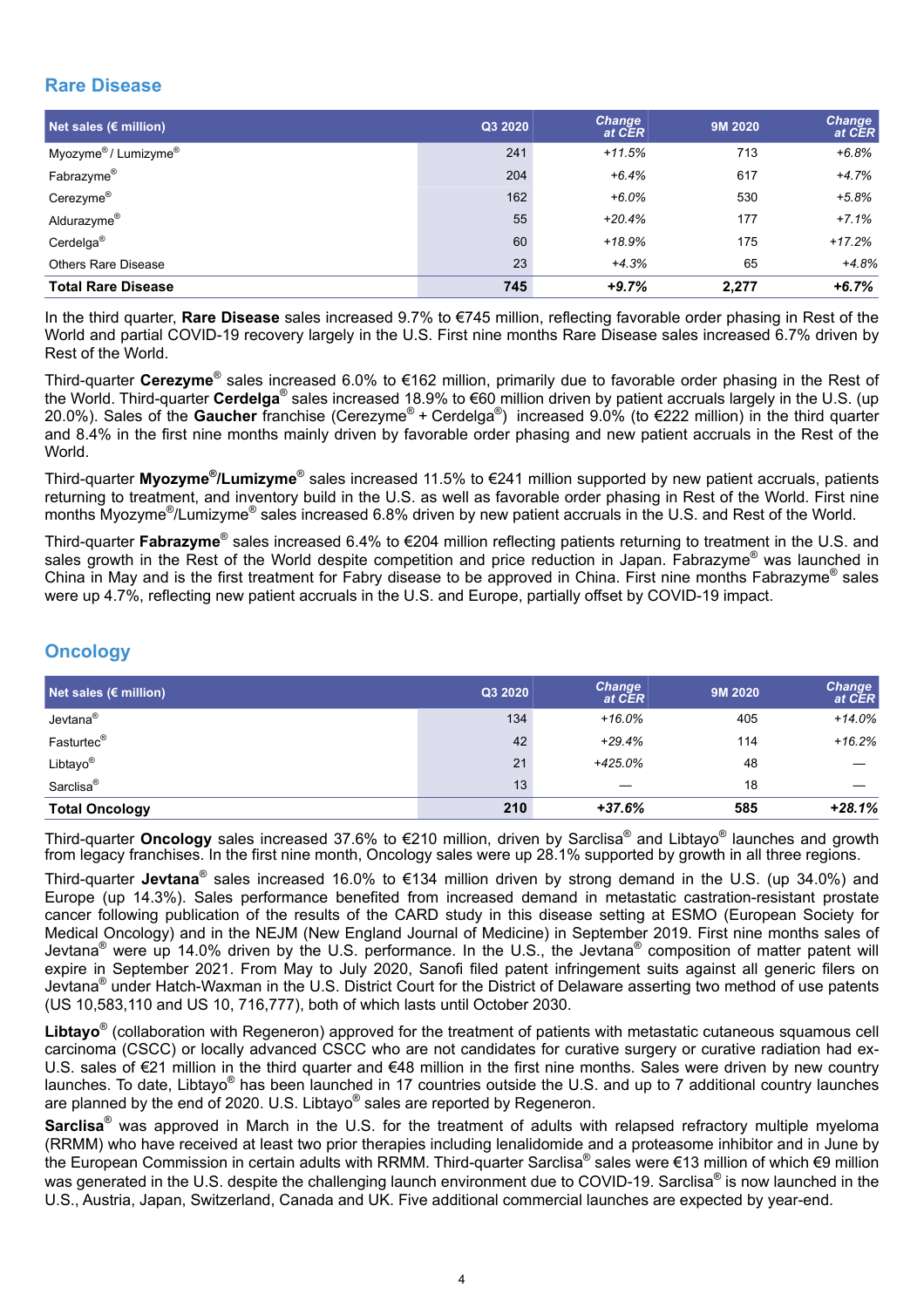## Rare Disease

| Net sales (€ million) | Q3 2020 | Change at CER | 9M 2020 | Change at CER |
|---|---|---|---|---|
| Myozyme® / Lumizyme® | 241 | +11.5% | 713 | +6.8% |
| Fabrazyme® | 204 | +6.4% | 617 | +4.7% |
| Cerezyme® | 162 | +6.0% | 530 | +5.8% |
| Aldurazyme® | 55 | +20.4% | 177 | +7.1% |
| Cerdelga® | 60 | +18.9% | 175 | +17.2% |
| Others Rare Disease | 23 | +4.3% | 65 | +4.8% |
| **Total Rare Disease** | **745** | **+9.7%** | **2,277** | **+6.7%** |

In the third quarter, **Rare Disease** sales increased 9.7% to €745 million, reflecting favorable order phasing in Rest of the World and partial COVID-19 recovery largely in the U.S. First nine months Rare Disease sales increased 6.7% driven by Rest of the World.

Third-quarter **Cerezyme®** sales increased 6.0% to €162 million, primarily due to favorable order phasing in the Rest of the World. Third-quarter **Cerdelga®** sales increased 18.9% to €60 million driven by patient accruals largely in the U.S. (up 20.0%). Sales of the **Gaucher** franchise (Cerezyme® + Cerdelga®) increased 9.0% (to €222 million) in the third quarter and 8.4% in the first nine months mainly driven by favorable order phasing and new patient accruals in the Rest of the World.

Third-quarter **Myozyme®/Lumizyme®** sales increased 11.5% to €241 million supported by new patient accruals, patients returning to treatment, and inventory build in the U.S. as well as favorable order phasing in Rest of the World. First nine months Myozyme®/Lumizyme® sales increased 6.8% driven by new patient accruals in the U.S. and Rest of the World.

Third-quarter **Fabrazyme®** sales increased 6.4% to €204 million reflecting patients returning to treatment in the U.S. and sales growth in the Rest of the World despite competition and price reduction in Japan. Fabrazyme® was launched in China in May and is the first treatment for Fabry disease to be approved in China. First nine months Fabrazyme® sales were up 4.7%, reflecting new patient accruals in the U.S. and Europe, partially offset by COVID-19 impact.

## Oncology

| Net sales (€ million) | Q3 2020 | Change at CER | 9M 2020 | Change at CER |
|---|---|---|---|---|
| Jevtana® | 134 | +16.0% | 405 | +14.0% |
| Fasturtec® | 42 | +29.4% | 114 | +16.2% |
| Libtayo® | 21 | +425.0% | 48 | — |
| Sarclisa® | 13 | — | 18 | — |
| **Total Oncology** | **210** | **+37.6%** | **585** | **+28.1%** |

Third-quarter **Oncology** sales increased 37.6% to €210 million, driven by Sarclisa® and Libtayo® launches and growth from legacy franchises. In the first nine month, Oncology sales were up 28.1% supported by growth in all three regions.

Third-quarter **Jevtana®** sales increased 16.0% to €134 million driven by strong demand in the U.S. (up 34.0%) and Europe (up 14.3%). Sales performance benefited from increased demand in metastatic castration-resistant prostate cancer following publication of the results of the CARD study in this disease setting at ESMO (European Society for Medical Oncology) and in the NEJM (New England Journal of Medicine) in September 2019. First nine months sales of Jevtana® were up 14.0% driven by the U.S. performance. In the U.S., the Jevtana® composition of matter patent will expire in September 2021. From May to July 2020, Sanofi filed patent infringement suits against all generic filers on Jevtana® under Hatch-Waxman in the U.S. District Court for the District of Delaware asserting two method of use patents (US 10,583,110 and US 10, 716,777), both of which lasts until October 2030.

**Libtayo®** (collaboration with Regeneron) approved for the treatment of patients with metastatic cutaneous squamous cell carcinoma (CSCC) or locally advanced CSCC who are not candidates for curative surgery or curative radiation had ex-U.S. sales of €21 million in the third quarter and €48 million in the first nine months. Sales were driven by new country launches. To date, Libtayo® has been launched in 17 countries outside the U.S. and up to 7 additional country launches are planned by the end of 2020. U.S. Libtayo® sales are reported by Regeneron.

**Sarclisa®** was approved in March in the U.S. for the treatment of adults with relapsed refractory multiple myeloma (RRMM) who have received at least two prior therapies including lenalidomide and a proteasome inhibitor and in June by the European Commission in certain adults with RRMM. Third-quarter Sarclisa® sales were €13 million of which €9 million was generated in the U.S. despite the challenging launch environment due to COVID-19. Sarclisa® is now launched in the U.S., Austria, Japan, Switzerland, Canada and UK. Five additional commercial launches are expected by year-end.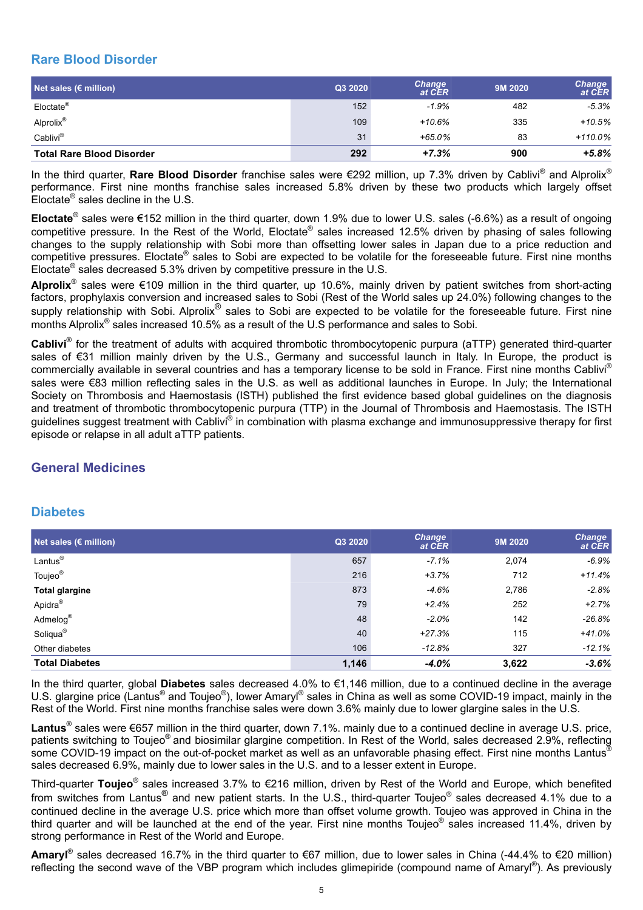## Rare Blood Disorder

| Net sales (€ million) | Q3 2020 | Change at CER | 9M 2020 | Change at CER |
|---|---|---|---|---|
| Eloctate® | 152 | -1.9% | 482 | -5.3% |
| Alprolix® | 109 | +10.6% | 335 | +10.5% |
| Cablivi® | 31 | +65.0% | 83 | +110.0% |
| **Total Rare Blood Disorder** | **292** | **+7.3%** | **900** | **+5.8%** |

In the third quarter, **Rare Blood Disorder** franchise sales were €292 million, up 7.3% driven by Cablivi® and Alprolix® performance. First nine months franchise sales increased 5.8% driven by these two products which largely offset Eloctate® sales decline in the U.S.

**Eloctate®** sales were €152 million in the third quarter, down 1.9% due to lower U.S. sales (-6.6%) as a result of ongoing competitive pressure. In the Rest of the World, Eloctate® sales increased 12.5% driven by phasing of sales following changes to the supply relationship with Sobi more than offsetting lower sales in Japan due to a price reduction and competitive pressures. Eloctate® sales to Sobi are expected to be volatile for the foreseeable future. First nine months Eloctate® sales decreased 5.3% driven by competitive pressure in the U.S.

**Alprolix®** sales were €109 million in the third quarter, up 10.6%, mainly driven by patient switches from short-acting factors, prophylaxis conversion and increased sales to Sobi (Rest of the World sales up 24.0%) following changes to the supply relationship with Sobi. Alprolix® sales to Sobi are expected to be volatile for the foreseeable future. First nine months Alprolix® sales increased 10.5% as a result of the U.S performance and sales to Sobi.

**Cablivi®** for the treatment of adults with acquired thrombotic thrombocytopenic purpura (aTTP) generated third-quarter sales of €31 million mainly driven by the U.S., Germany and successful launch in Italy. In Europe, the product is commercially available in several countries and has a temporary license to be sold in France. First nine months Cablivi® sales were €83 million reflecting sales in the U.S. as well as additional launches in Europe. In July; the International Society on Thrombosis and Haemostasis (ISTH) published the first evidence based global guidelines on the diagnosis and treatment of thrombotic thrombocytopenic purpura (TTP) in the Journal of Thrombosis and Haemostasis. The ISTH guidelines suggest treatment with Cablivi® in combination with plasma exchange and immunosuppressive therapy for first episode or relapse in all adult aTTP patients.

## General Medicines

## Diabetes

| Net sales (€ million) | Q3 2020 | Change at CER | 9M 2020 | Change at CER |
|---|---|---|---|---|
| Lantus® | 657 | -7.1% | 2,074 | -6.9% |
| Toujeo® | 216 | +3.7% | 712 | +11.4% |
| **Total glargine** | 873 | -4.6% | 2,786 | -2.8% |
| Apidra® | 79 | +2.4% | 252 | +2.7% |
| Admelog® | 48 | -2.0% | 142 | -26.8% |
| Soliqua® | 40 | +27.3% | 115 | +41.0% |
| Other diabetes | 106 | -12.8% | 327 | -12.1% |
| **Total Diabetes** | **1,146** | **-4.0%** | **3,622** | **-3.6%** |

In the third quarter, global **Diabetes** sales decreased 4.0% to €1,146 million, due to a continued decline in the average U.S. glargine price (Lantus® and Toujeo®), lower Amaryl® sales in China as well as some COVID-19 impact, mainly in the Rest of the World. First nine months franchise sales were down 3.6% mainly due to lower glargine sales in the U.S.

**Lantus®** sales were €657 million in the third quarter, down 7.1%. mainly due to a continued decline in average U.S. price, patients switching to Toujeo® and biosimilar glargine competition. In Rest of the World, sales decreased 2.9%, reflecting some COVID-19 impact on the out-of-pocket market as well as an unfavorable phasing effect. First nine months Lantus® sales decreased 6.9%, mainly due to lower sales in the U.S. and to a lesser extent in Europe.

Third-quarter **Toujeo®** sales increased 3.7% to €216 million, driven by Rest of the World and Europe, which benefited from switches from Lantus® and new patient starts. In the U.S., third-quarter Toujeo® sales decreased 4.1% due to a continued decline in the average U.S. price which more than offset volume growth. Toujeo was approved in China in the third quarter and will be launched at the end of the year. First nine months Toujeo® sales increased 11.4%, driven by strong performance in Rest of the World and Europe.

**Amaryl®** sales decreased 16.7% in the third quarter to €67 million, due to lower sales in China (-44.4% to €20 million) reflecting the second wave of the VBP program which includes glimepiride (compound name of Amaryl®). As previously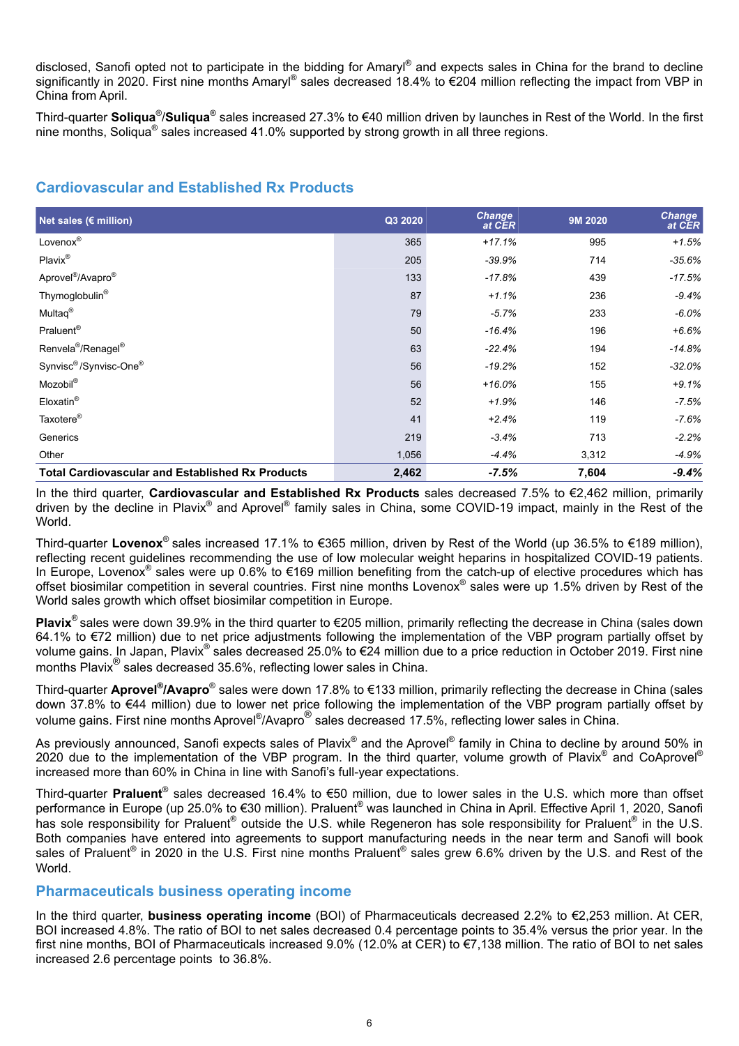disclosed, Sanofi opted not to participate in the bidding for Amaryl® and expects sales in China for the brand to decline significantly in 2020. First nine months Amaryl® sales decreased 18.4% to €204 million reflecting the impact from VBP in China from April.

Third-quarter **Soliqua®/Suliqua®** sales increased 27.3% to €40 million driven by launches in Rest of the World. In the first nine months, Soliqua® sales increased 41.0% supported by strong growth in all three regions.

## Cardiovascular and Established Rx Products

| Net sales (€ million) | Q3 2020 | Change at CER | 9M 2020 | Change at CER |
|---|---|---|---|---|
| Lovenox® | 365 | *+17.1%* | 995 | *+1.5%* |
| Plavix® | 205 | *-39.9%* | 714 | *-35.6%* |
| Aprovel®/Avapro® | 133 | *-17.8%* | 439 | *-17.5%* |
| Thymoglobulin® | 87 | *+1.1%* | 236 | *-9.4%* |
| Multaq® | 79 | *-5.7%* | 233 | *-6.0%* |
| Praluent® | 50 | *-16.4%* | 196 | *+6.6%* |
| Renvela®/Renagel® | 63 | *-22.4%* | 194 | *-14.8%* |
| Synvisc®/Synvisc-One® | 56 | *-19.2%* | 152 | *-32.0%* |
| Mozobil® | 56 | *+16.0%* | 155 | *+9.1%* |
| Eloxatin® | 52 | *+1.9%* | 146 | *-7.5%* |
| Taxotere® | 41 | *+2.4%* | 119 | *-7.6%* |
| Generics | 219 | *-3.4%* | 713 | *-2.2%* |
| Other | 1,056 | *-4.4%* | 3,312 | *-4.9%* |
| **Total Cardiovascular and Established Rx Products** | **2,462** | ***-7.5%*** | **7,604** | ***-9.4%*** |

In the third quarter, **Cardiovascular and Established Rx Products** sales decreased 7.5% to €2,462 million, primarily driven by the decline in Plavix® and Aprovel® family sales in China, some COVID-19 impact, mainly in the Rest of the World.

Third-quarter **Lovenox®** sales increased 17.1% to €365 million, driven by Rest of the World (up 36.5% to €189 million), reflecting recent guidelines recommending the use of low molecular weight heparins in hospitalized COVID-19 patients. In Europe, Lovenox® sales were up 0.6% to €169 million benefiting from the catch-up of elective procedures which has offset biosimilar competition in several countries. First nine months Lovenox® sales were up 1.5% driven by Rest of the World sales growth which offset biosimilar competition in Europe.

**Plavix®** sales were down 39.9% in the third quarter to €205 million, primarily reflecting the decrease in China (sales down 64.1% to €72 million) due to net price adjustments following the implementation of the VBP program partially offset by volume gains. In Japan, Plavix® sales decreased 25.0% to €24 million due to a price reduction in October 2019. First nine months Plavix® sales decreased 35.6%, reflecting lower sales in China.

Third-quarter **Aprovel®/Avapro®** sales were down 17.8% to €133 million, primarily reflecting the decrease in China (sales down 37.8% to €44 million) due to lower net price following the implementation of the VBP program partially offset by volume gains. First nine months Aprovel®/Avapro® sales decreased 17.5%, reflecting lower sales in China.

As previously announced, Sanofi expects sales of Plavix® and the Aprovel® family in China to decline by around 50% in 2020 due to the implementation of the VBP program. In the third quarter, volume growth of Plavix® and CoAprovel® increased more than 60% in China in line with Sanofi's full-year expectations.

Third-quarter **Praluent®** sales decreased 16.4% to €50 million, due to lower sales in the U.S. which more than offset performance in Europe (up 25.0% to €30 million). Praluent® was launched in China in April. Effective April 1, 2020, Sanofi has sole responsibility for Praluent® outside the U.S. while Regeneron has sole responsibility for Praluent® in the U.S. Both companies have entered into agreements to support manufacturing needs in the near term and Sanofi will book sales of Praluent® in 2020 in the U.S. First nine months Praluent® sales grew 6.6% driven by the U.S. and Rest of the World.

## Pharmaceuticals business operating income

In the third quarter, **business operating income** (BOI) of Pharmaceuticals decreased 2.2% to €2,253 million. At CER, BOI increased 4.8%. The ratio of BOI to net sales decreased 0.4 percentage points to 35.4% versus the prior year. In the first nine months, BOI of Pharmaceuticals increased 9.0% (12.0% at CER) to €7,138 million. The ratio of BOI to net sales increased 2.6 percentage points to 36.8%.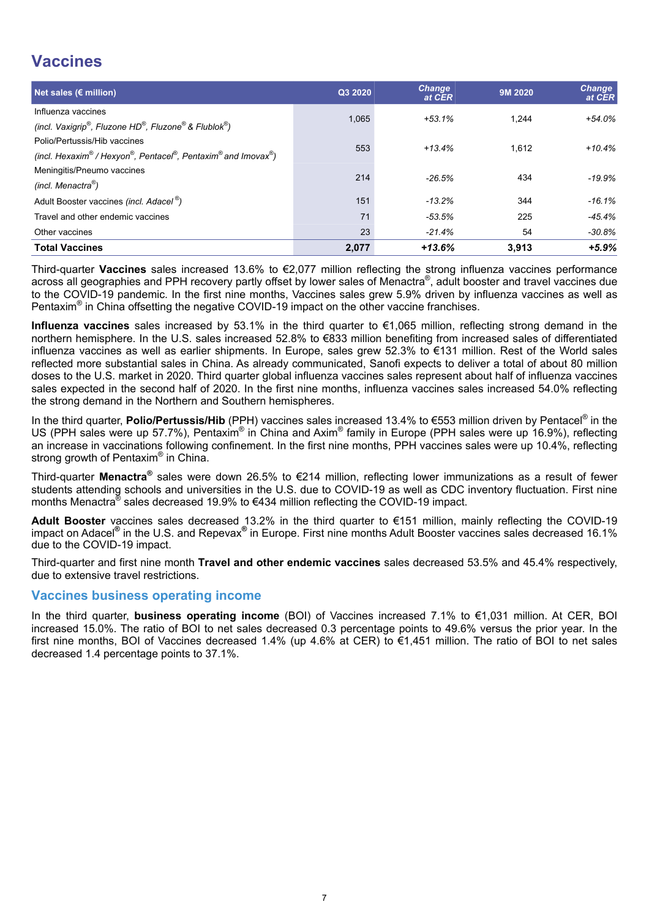# Vaccines

| Net sales (€ million) | Q3 2020 | Change at CER | 9M 2020 | Change at CER |
|---|---|---|---|---|
| Influenza vaccines *(incl. Vaxigrip®, Fluzone HD®, Fluzone® & Flublok®)* | 1,065 | *+53.1%* | 1,244 | *+54.0%* |
| Polio/Pertussis/Hib vaccines *(incl. Hexaxim® / Hexyon®, Pentacel®, Pentaxim® and Imovax®)* | 553 | *+13.4%* | 1,612 | *+10.4%* |
| Meningitis/Pneumo vaccines *(incl. Menactra®)* | 214 | *-26.5%* | 434 | *-19.9%* |
| Adult Booster vaccines *(incl. Adacel®)* | 151 | *-13.2%* | 344 | *-16.1%* |
| Travel and other endemic vaccines | 71 | *-53.5%* | 225 | *-45.4%* |
| Other vaccines | 23 | *-21.4%* | 54 | *-30.8%* |
| **Total Vaccines** | **2,077** | ***+13.6%*** | **3,913** | ***+5.9%*** |

Third-quarter **Vaccines** sales increased 13.6% to €2,077 million reflecting the strong influenza vaccines performance across all geographies and PPH recovery partly offset by lower sales of Menactra®, adult booster and travel vaccines due to the COVID-19 pandemic. In the first nine months, Vaccines sales grew 5.9% driven by influenza vaccines as well as Pentaxim® in China offsetting the negative COVID-19 impact on the other vaccine franchises.

**Influenza vaccines** sales increased by 53.1% in the third quarter to €1,065 million, reflecting strong demand in the northern hemisphere. In the U.S. sales increased 52.8% to €833 million benefiting from increased sales of differentiated influenza vaccines as well as earlier shipments. In Europe, sales grew 52.3% to €131 million. Rest of the World sales reflected more substantial sales in China. As already communicated, Sanofi expects to deliver a total of about 80 million doses to the U.S. market in 2020. Third quarter global influenza vaccines sales represent about half of influenza vaccines sales expected in the second half of 2020. In the first nine months, influenza vaccines sales increased 54.0% reflecting the strong demand in the Northern and Southern hemispheres.

In the third quarter, **Polio/Pertussis/Hib** (PPH) vaccines sales increased 13.4% to €553 million driven by Pentacel® in the US (PPH sales were up 57.7%), Pentaxim® in China and Axim® family in Europe (PPH sales were up 16.9%), reflecting an increase in vaccinations following confinement. In the first nine months, PPH vaccines sales were up 10.4%, reflecting strong growth of Pentaxim® in China.

Third-quarter **Menactra®** sales were down 26.5% to €214 million, reflecting lower immunizations as a result of fewer students attending schools and universities in the U.S. due to COVID-19 as well as CDC inventory fluctuation. First nine months Menactra® sales decreased 19.9% to €434 million reflecting the COVID-19 impact.

**Adult Booster** vaccines sales decreased 13.2% in the third quarter to €151 million, mainly reflecting the COVID-19 impact on Adacel® in the U.S. and Repevax® in Europe. First nine months Adult Booster vaccines sales decreased 16.1% due to the COVID-19 impact.

Third-quarter and first nine month **Travel and other endemic vaccines** sales decreased 53.5% and 45.4% respectively, due to extensive travel restrictions.

## Vaccines business operating income

In the third quarter, **business operating income** (BOI) of Vaccines increased 7.1% to €1,031 million. At CER, BOI increased 15.0%. The ratio of BOI to net sales decreased 0.3 percentage points to 49.6% versus the prior year. In the first nine months, BOI of Vaccines decreased 1.4% (up 4.6% at CER) to €1,451 million. The ratio of BOI to net sales decreased 1.4 percentage points to 37.1%.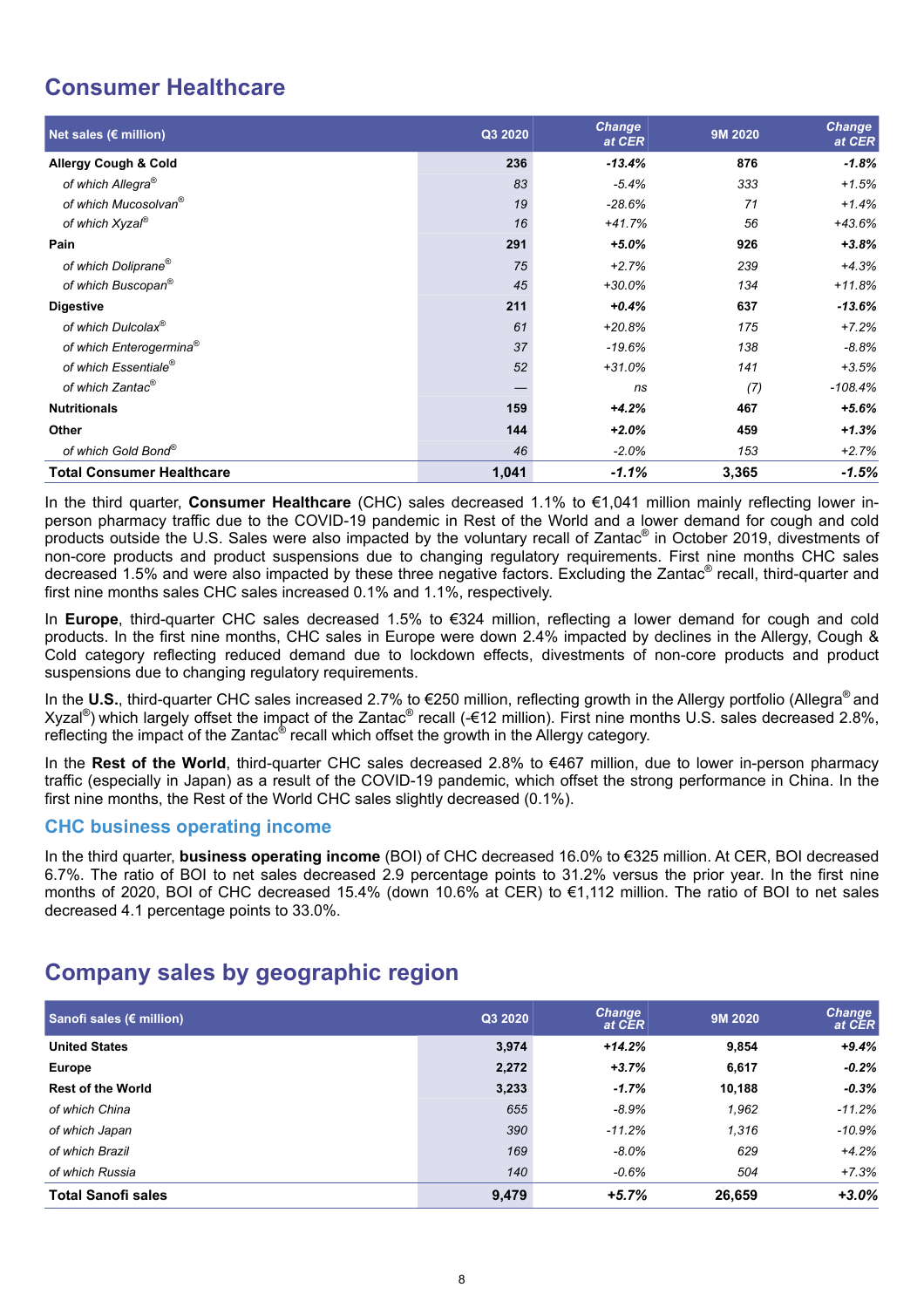## Consumer Healthcare

| Net sales (€ million) | Q3 2020 | Change at CER | 9M 2020 | Change at CER |
|---|---|---|---|---|
| **Allergy Cough & Cold** | **236** | ***-13.4%*** | **876** | ***-1.8%*** |
| *of which Allegra®* | *83* | *-5.4%* | *333* | *+1.5%* |
| *of which Mucosolvan®* | *19* | *-28.6%* | *71* | *+1.4%* |
| *of which Xyzal®* | *16* | *+41.7%* | *56* | *+43.6%* |
| **Pain** | **291** | ***+5.0%*** | **926** | ***+3.8%*** |
| *of which Doliprane®* | *75* | *+2.7%* | *239* | *+4.3%* |
| *of which Buscopan®* | *45* | *+30.0%* | *134* | *+11.8%* |
| **Digestive** | **211** | ***+0.4%*** | **637** | ***-13.6%*** |
| *of which Dulcolax®* | *61* | *+20.8%* | *175* | *+7.2%* |
| *of which Enterogermina®* | *37* | *-19.6%* | *138* | *-8.8%* |
| *of which Essentiale®* | *52* | *+31.0%* | *141* | *+3.5%* |
| *of which Zantac®* | *—* | *ns* | *(7)* | *-108.4%* |
| **Nutritionals** | **159** | ***+4.2%*** | **467** | ***+5.6%*** |
| **Other** | **144** | ***+2.0%*** | **459** | ***+1.3%*** |
| *of which Gold Bond®* | *46* | *-2.0%* | *153* | *+2.7%* |
| **Total Consumer Healthcare** | **1,041** | ***-1.1%*** | **3,365** | ***-1.5%*** |

In the third quarter, **Consumer Healthcare** (CHC) sales decreased 1.1% to €1,041 million mainly reflecting lower in-person pharmacy traffic due to the COVID-19 pandemic in Rest of the World and a lower demand for cough and cold products outside the U.S. Sales were also impacted by the voluntary recall of Zantac® in October 2019, divestments of non-core products and product suspensions due to changing regulatory requirements. First nine months CHC sales decreased 1.5% and were also impacted by these three negative factors. Excluding the Zantac® recall, third-quarter and first nine months sales CHC sales increased 0.1% and 1.1%, respectively.

In **Europe**, third-quarter CHC sales decreased 1.5% to €324 million, reflecting a lower demand for cough and cold products. In the first nine months, CHC sales in Europe were down 2.4% impacted by declines in the Allergy, Cough & Cold category reflecting reduced demand due to lockdown effects, divestments of non-core products and product suspensions due to changing regulatory requirements.

In the **U.S.**, third-quarter CHC sales increased 2.7% to €250 million, reflecting growth in the Allergy portfolio (Allegra® and Xyzal®) which largely offset the impact of the Zantac® recall (-€12 million). First nine months U.S. sales decreased 2.8%, reflecting the impact of the Zantac® recall which offset the growth in the Allergy category.

In the **Rest of the World**, third-quarter CHC sales decreased 2.8% to €467 million, due to lower in-person pharmacy traffic (especially in Japan) as a result of the COVID-19 pandemic, which offset the strong performance in China. In the first nine months, the Rest of the World CHC sales slightly decreased (0.1%).

### CHC business operating income

In the third quarter, **business operating income** (BOI) of CHC decreased 16.0% to €325 million. At CER, BOI decreased 6.7%. The ratio of BOI to net sales decreased 2.9 percentage points to 31.2% versus the prior year. In the first nine months of 2020, BOI of CHC decreased 15.4% (down 10.6% at CER) to €1,112 million. The ratio of BOI to net sales decreased 4.1 percentage points to 33.0%.

## Company sales by geographic region

| Sanofi sales (€ million) | Q3 2020 | Change at CER | 9M 2020 | Change at CER |
|---|---|---|---|---|
| **United States** | **3,974** | ***+14.2%*** | **9,854** | ***+9.4%*** |
| **Europe** | **2,272** | ***+3.7%*** | **6,617** | ***-0.2%*** |
| **Rest of the World** | **3,233** | ***-1.7%*** | **10,188** | ***-0.3%*** |
| *of which China* | *655* | *-8.9%* | *1,962* | *-11.2%* |
| *of which Japan* | *390* | *-11.2%* | *1,316* | *-10.9%* |
| *of which Brazil* | *169* | *-8.0%* | *629* | *+4.2%* |
| *of which Russia* | *140* | *-0.6%* | *504* | *+7.3%* |
| **Total Sanofi sales** | **9,479** | ***+5.7%*** | **26,659** | ***+3.0%*** |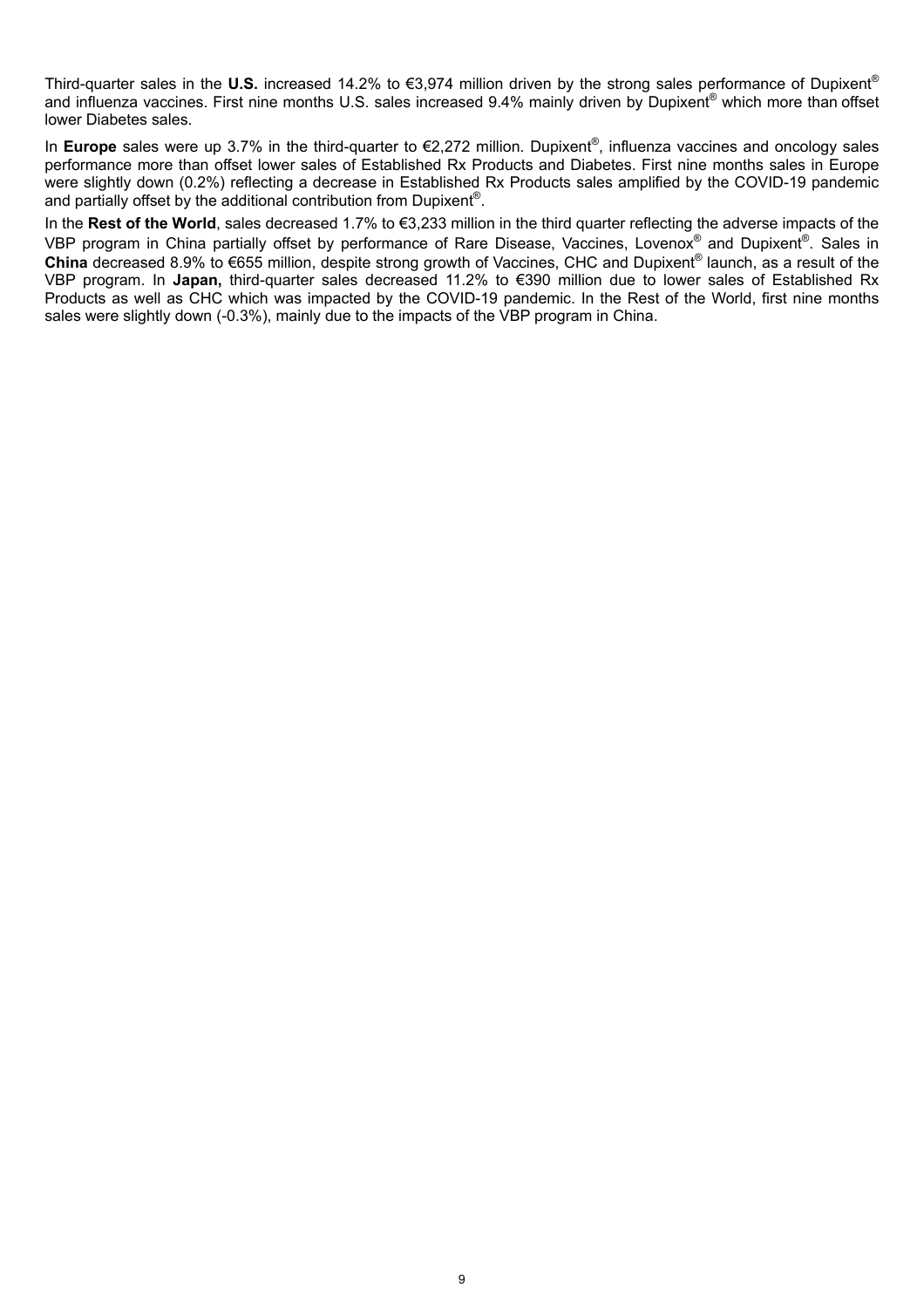Third-quarter sales in the **U.S.** increased 14.2% to €3,974 million driven by the strong sales performance of Dupixent® and influenza vaccines. First nine months U.S. sales increased 9.4% mainly driven by Dupixent® which more than offset lower Diabetes sales.

In **Europe** sales were up 3.7% in the third-quarter to €2,272 million. Dupixent®, influenza vaccines and oncology sales performance more than offset lower sales of Established Rx Products and Diabetes. First nine months sales in Europe were slightly down (0.2%) reflecting a decrease in Established Rx Products sales amplified by the COVID-19 pandemic and partially offset by the additional contribution from Dupixent®.

In the **Rest of the World**, sales decreased 1.7% to €3,233 million in the third quarter reflecting the adverse impacts of the VBP program in China partially offset by performance of Rare Disease, Vaccines, Lovenox® and Dupixent®. Sales in **China** decreased 8.9% to €655 million, despite strong growth of Vaccines, CHC and Dupixent® launch, as a result of the VBP program. In **Japan,** third-quarter sales decreased 11.2% to €390 million due to lower sales of Established Rx Products as well as CHC which was impacted by the COVID-19 pandemic. In the Rest of the World, first nine months sales were slightly down (-0.3%), mainly due to the impacts of the VBP program in China.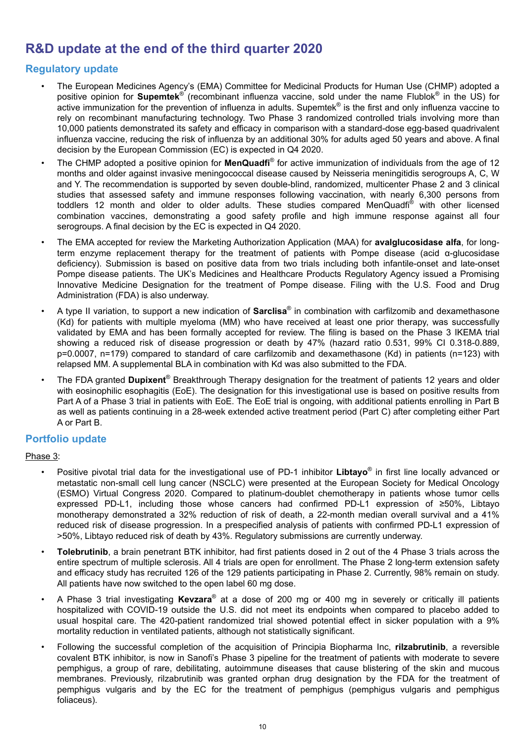# R&D update at the end of the third quarter 2020

## Regulatory update

- The European Medicines Agency's (EMA) Committee for Medicinal Products for Human Use (CHMP) adopted a positive opinion for **Supemtek**® (recombinant influenza vaccine, sold under the name Flublok® in the US) for active immunization for the prevention of influenza in adults. Supemtek® is the first and only influenza vaccine to rely on recombinant manufacturing technology. Two Phase 3 randomized controlled trials involving more than 10,000 patients demonstrated its safety and efficacy in comparison with a standard-dose egg-based quadrivalent influenza vaccine, reducing the risk of influenza by an additional 30% for adults aged 50 years and above. A final decision by the European Commission (EC) is expected in Q4 2020.
- The CHMP adopted a positive opinion for **MenQuadfi**® for active immunization of individuals from the age of 12 months and older against invasive meningococcal disease caused by Neisseria meningitidis serogroups A, C, W and Y. The recommendation is supported by seven double-blind, randomized, multicenter Phase 2 and 3 clinical studies that assessed safety and immune responses following vaccination, with nearly 6,300 persons from toddlers 12 month and older to older adults. These studies compared MenQuadfi® with other licensed combination vaccines, demonstrating a good safety profile and high immune response against all four serogroups. A final decision by the EC is expected in Q4 2020.
- The EMA accepted for review the Marketing Authorization Application (MAA) for **avalglucosidase alfa**, for long-term enzyme replacement therapy for the treatment of patients with Pompe disease (acid α-glucosidase deficiency). Submission is based on positive data from two trials including both infantile-onset and late-onset Pompe disease patients. The UK's Medicines and Healthcare Products Regulatory Agency issued a Promising Innovative Medicine Designation for the treatment of Pompe disease. Filing with the U.S. Food and Drug Administration (FDA) is also underway.
- A type II variation, to support a new indication of **Sarclisa**® in combination with carfilzomib and dexamethasone (Kd) for patients with multiple myeloma (MM) who have received at least one prior therapy, was successfully validated by EMA and has been formally accepted for review. The filing is based on the Phase 3 IKEMA trial showing a reduced risk of disease progression or death by 47% (hazard ratio 0.531, 99% CI 0.318-0.889, p=0.0007, n=179) compared to standard of care carfilzomib and dexamethasone (Kd) in patients (n=123) with relapsed MM. A supplemental BLA in combination with Kd was also submitted to the FDA.
- The FDA granted **Dupixent**® Breakthrough Therapy designation for the treatment of patients 12 years and older with eosinophilic esophagitis (EoE). The designation for this investigational use is based on positive results from Part A of a Phase 3 trial in patients with EoE. The EoE trial is ongoing, with additional patients enrolling in Part B as well as patients continuing in a 28-week extended active treatment period (Part C) after completing either Part A or Part B.

## Portfolio update

<u>Phase 3</u>:

- Positive pivotal trial data for the investigational use of PD-1 inhibitor **Libtayo**® in first line locally advanced or metastatic non-small cell lung cancer (NSCLC) were presented at the European Society for Medical Oncology (ESMO) Virtual Congress 2020. Compared to platinum-doublet chemotherapy in patients whose tumor cells expressed PD-L1, including those whose cancers had confirmed PD-L1 expression of ≥50%, Libtayo monotherapy demonstrated a 32% reduction of risk of death, a 22-month median overall survival and a 41% reduced risk of disease progression. In a prespecified analysis of patients with confirmed PD-L1 expression of >50%, Libtayo reduced risk of death by 43%. Regulatory submissions are currently underway.
- **Tolebrutinib**, a brain penetrant BTK inhibitor, had first patients dosed in 2 out of the 4 Phase 3 trials across the entire spectrum of multiple sclerosis. All 4 trials are open for enrollment. The Phase 2 long-term extension safety and efficacy study has recruited 126 of the 129 patients participating in Phase 2. Currently, 98% remain on study. All patients have now switched to the open label 60 mg dose.
- A Phase 3 trial investigating **Kevzara**® at a dose of 200 mg or 400 mg in severely or critically ill patients hospitalized with COVID-19 outside the U.S. did not meet its endpoints when compared to placebo added to usual hospital care. The 420-patient randomized trial showed potential effect in sicker population with a 9% mortality reduction in ventilated patients, although not statistically significant.
- Following the successful completion of the acquisition of Principia Biopharma Inc, **rilzabrutinib**, a reversible covalent BTK inhibitor, is now in Sanofi's Phase 3 pipeline for the treatment of patients with moderate to severe pemphigus, a group of rare, debilitating, autoimmune diseases that cause blistering of the skin and mucous membranes. Previously, rilzabrutinib was granted orphan drug designation by the FDA for the treatment of pemphigus vulgaris and by the EC for the treatment of pemphigus (pemphigus vulgaris and pemphigus foliaceus).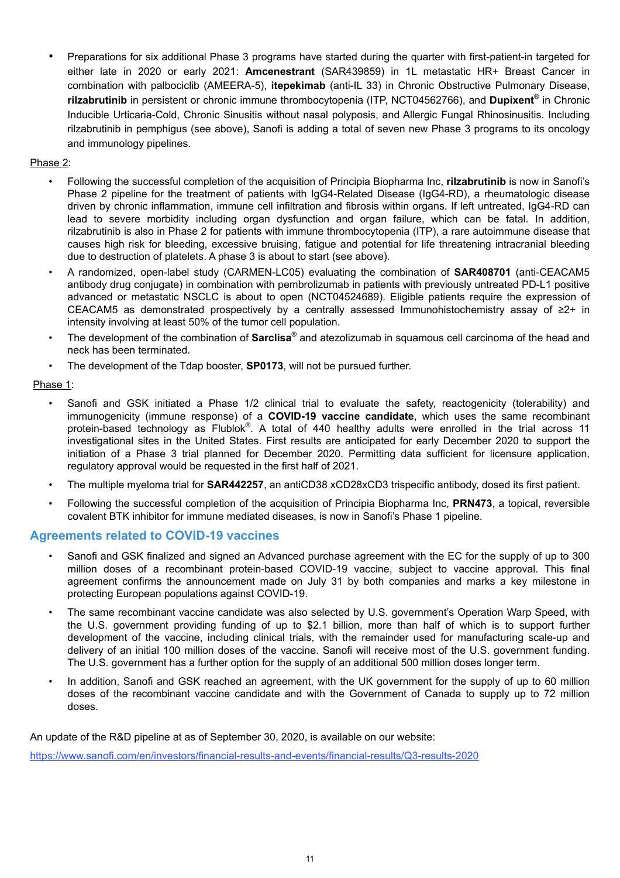- Preparations for six additional Phase 3 programs have started during the quarter with first-patient-in targeted for either late in 2020 or early 2021: **Amcenestrant** (SAR439859) in 1L metastatic HR+ Breast Cancer in combination with palbociclib (AMEERA-5), **itepekimab** (anti-IL 33) in Chronic Obstructive Pulmonary Disease, **rilzabrutinib** in persistent or chronic immune thrombocytopenia (ITP, NCT04562766), and **Dupixent**® in Chronic Inducible Urticaria-Cold, Chronic Sinusitis without nasal polyposis, and Allergic Fungal Rhinosinusitis. Including rilzabrutinib in pemphigus (see above), Sanofi is adding a total of seven new Phase 3 programs to its oncology and immunology pipelines.

Phase 2:

- Following the successful completion of the acquisition of Principia Biopharma Inc, **rilzabrutinib** is now in Sanofi's Phase 2 pipeline for the treatment of patients with IgG4-Related Disease (IgG4-RD), a rheumatologic disease driven by chronic inflammation, immune cell infiltration and fibrosis within organs. If left untreated, IgG4-RD can lead to severe morbidity including organ dysfunction and organ failure, which can be fatal. In addition, rilzabrutinib is also in Phase 2 for patients with immune thrombocytopenia (ITP), a rare autoimmune disease that causes high risk for bleeding, excessive bruising, fatigue and potential for life threatening intracranial bleeding due to destruction of platelets. A phase 3 is about to start (see above).
- A randomized, open-label study (CARMEN-LC05) evaluating the combination of **SAR408701** (anti-CEACAM5 antibody drug conjugate) in combination with pembrolizumab in patients with previously untreated PD-L1 positive advanced or metastatic NSCLC is about to open (NCT04524689). Eligible patients require the expression of CEACAM5 as demonstrated prospectively by a centrally assessed Immunohistochemistry assay of ≥2+ in intensity involving at least 50% of the tumor cell population.
- The development of the combination of **Sarclisa**® and atezolizumab in squamous cell carcinoma of the head and neck has been terminated.
- The development of the Tdap booster, **SP0173**, will not be pursued further.

Phase 1:

- Sanofi and GSK initiated a Phase 1/2 clinical trial to evaluate the safety, reactogenicity (tolerability) and immunogenicity (immune response) of a **COVID-19 vaccine candidate**, which uses the same recombinant protein-based technology as Flublok®. A total of 440 healthy adults were enrolled in the trial across 11 investigational sites in the United States. First results are anticipated for early December 2020 to support the initiation of a Phase 3 trial planned for December 2020. Permitting data sufficient for licensure application, regulatory approval would be requested in the first half of 2021.
- The multiple myeloma trial for **SAR442257**, an antiCD38 xCD28xCD3 trispecific antibody, dosed its first patient.
- Following the successful completion of the acquisition of Principia Biopharma Inc, **PRN473**, a topical, reversible covalent BTK inhibitor for immune mediated diseases, is now in Sanofi's Phase 1 pipeline.

## Agreements related to COVID-19 vaccines

- Sanofi and GSK finalized and signed an Advanced purchase agreement with the EC for the supply of up to 300 million doses of a recombinant protein-based COVID-19 vaccine, subject to vaccine approval. This final agreement confirms the announcement made on July 31 by both companies and marks a key milestone in protecting European populations against COVID-19.
- The same recombinant vaccine candidate was also selected by U.S. government's Operation Warp Speed, with the U.S. government providing funding of up to $2.1 billion, more than half of which is to support further development of the vaccine, including clinical trials, with the remainder used for manufacturing scale-up and delivery of an initial 100 million doses of the vaccine. Sanofi will receive most of the U.S. government funding. The U.S. government has a further option for the supply of an additional 500 million doses longer term.
- In addition, Sanofi and GSK reached an agreement, with the UK government for the supply of up to 60 million doses of the recombinant vaccine candidate and with the Government of Canada to supply up to 72 million doses.

An update of the R&D pipeline at as of September 30, 2020, is available on our website:

https://www.sanofi.com/en/investors/financial-results-and-events/financial-results/Q3-results-2020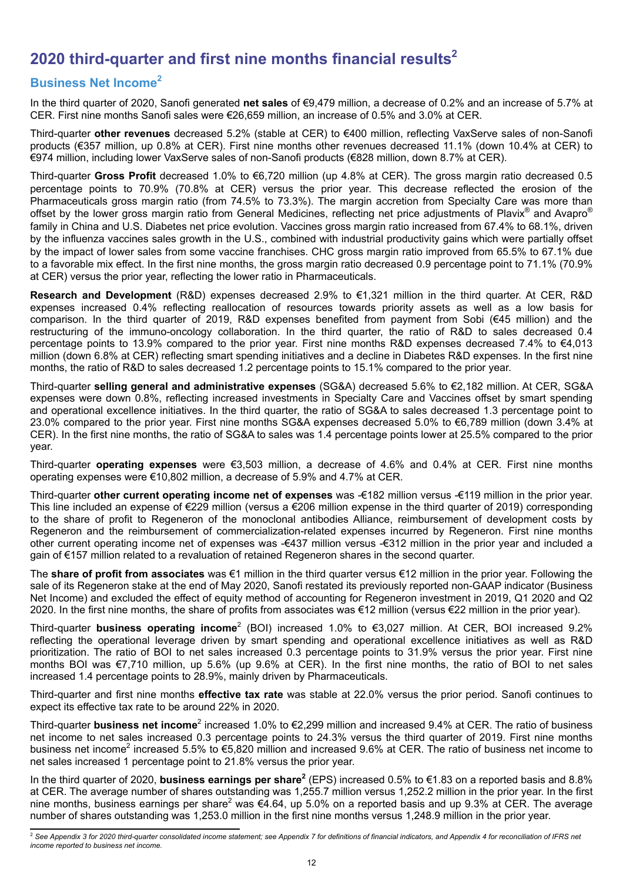# 2020 third-quarter and first nine months financial results[2]

## Business Net Income[2]

In the third quarter of 2020, Sanofi generated **net sales** of €9,479 million, a decrease of 0.2% and an increase of 5.7% at CER. First nine months Sanofi sales were €26,659 million, an increase of 0.5% and 3.0% at CER.

Third-quarter **other revenues** decreased 5.2% (stable at CER) to €400 million, reflecting VaxServe sales of non-Sanofi products (€357 million, up 0.8% at CER). First nine months other revenues decreased 11.1% (down 10.4% at CER) to €974 million, including lower VaxServe sales of non-Sanofi products (€828 million, down 8.7% at CER).

Third-quarter **Gross Profit** decreased 1.0% to €6,720 million (up 4.8% at CER). The gross margin ratio decreased 0.5 percentage points to 70.9% (70.8% at CER) versus the prior year. This decrease reflected the erosion of the Pharmaceuticals gross margin ratio (from 74.5% to 73.3%). The margin accretion from Specialty Care was more than offset by the lower gross margin ratio from General Medicines, reflecting net price adjustments of Plavix® and Avapro® family in China and U.S. Diabetes net price evolution. Vaccines gross margin ratio increased from 67.4% to 68.1%, driven by the influenza vaccines sales growth in the U.S., combined with industrial productivity gains which were partially offset by the impact of lower sales from some vaccine franchises. CHC gross margin ratio improved from 65.5% to 67.1% due to a favorable mix effect. In the first nine months, the gross margin ratio decreased 0.9 percentage point to 71.1% (70.9% at CER) versus the prior year, reflecting the lower ratio in Pharmaceuticals.

**Research and Development** (R&D) expenses decreased 2.9% to €1,321 million in the third quarter. At CER, R&D expenses increased 0.4% reflecting reallocation of resources towards priority assets as well as a low basis for comparison. In the third quarter of 2019, R&D expenses benefited from payment from Sobi (€45 million) and the restructuring of the immuno-oncology collaboration. In the third quarter, the ratio of R&D to sales decreased 0.4 percentage points to 13.9% compared to the prior year. First nine months R&D expenses decreased 7.4% to €4,013 million (down 6.8% at CER) reflecting smart spending initiatives and a decline in Diabetes R&D expenses. In the first nine months, the ratio of R&D to sales decreased 1.2 percentage points to 15.1% compared to the prior year.

Third-quarter **selling general and administrative expenses** (SG&A) decreased 5.6% to €2,182 million. At CER, SG&A expenses were down 0.8%, reflecting increased investments in Specialty Care and Vaccines offset by smart spending and operational excellence initiatives. In the third quarter, the ratio of SG&A to sales decreased 1.3 percentage point to 23.0% compared to the prior year. First nine months SG&A expenses decreased 5.0% to €6,789 million (down 3.4% at CER). In the first nine months, the ratio of SG&A to sales was 1.4 percentage points lower at 25.5% compared to the prior year.

Third-quarter **operating expenses** were €3,503 million, a decrease of 4.6% and 0.4% at CER. First nine months operating expenses were €10,802 million, a decrease of 5.9% and 4.7% at CER.

Third-quarter **other current operating income net of expenses** was -€182 million versus -€119 million in the prior year. This line included an expense of €229 million (versus a €206 million expense in the third quarter of 2019) corresponding to the share of profit to Regeneron of the monoclonal antibodies Alliance, reimbursement of development costs by Regeneron and the reimbursement of commercialization-related expenses incurred by Regeneron. First nine months other current operating income net of expenses was -€437 million versus -€312 million in the prior year and included a gain of €157 million related to a revaluation of retained Regeneron shares in the second quarter.

The **share of profit from associates** was €1 million in the third quarter versus €12 million in the prior year. Following the sale of its Regeneron stake at the end of May 2020, Sanofi restated its previously reported non-GAAP indicator (Business Net Income) and excluded the effect of equity method of accounting for Regeneron investment in 2019, Q1 2020 and Q2 2020. In the first nine months, the share of profits from associates was €12 million (versus €22 million in the prior year).

Third-quarter **business operating income**[2] (BOI) increased 1.0% to €3,027 million. At CER, BOI increased 9.2% reflecting the operational leverage driven by smart spending and operational excellence initiatives as well as R&D prioritization. The ratio of BOI to net sales increased 0.3 percentage points to 31.9% versus the prior year. First nine months BOI was €7,710 million, up 5.6% (up 9.6% at CER). In the first nine months, the ratio of BOI to net sales increased 1.4 percentage points to 28.9%, mainly driven by Pharmaceuticals.

Third-quarter and first nine months **effective tax rate** was stable at 22.0% versus the prior period. Sanofi continues to expect its effective tax rate to be around 22% in 2020.

Third-quarter **business net income**[2] increased 1.0% to €2,299 million and increased 9.4% at CER. The ratio of business net income to net sales increased 0.3 percentage points to 24.3% versus the third quarter of 2019. First nine months business net income[2] increased 5.5% to €5,820 million and increased 9.6% at CER. The ratio of business net income to net sales increased 1 percentage point to 21.8% versus the prior year.

In the third quarter of 2020, **business earnings per share[2]** (EPS) increased 0.5% to €1.83 on a reported basis and 8.8% at CER. The average number of shares outstanding was 1,255.7 million versus 1,252.2 million in the prior year. In the first nine months, business earnings per share[2] was €4.64, up 5.0% on a reported basis and up 9.3% at CER. The average number of shares outstanding was 1,253.0 million in the first nine months versus 1,248.9 million in the prior year.

---

[2] *See Appendix 3 for 2020 third-quarter consolidated income statement; see Appendix 7 for definitions of financial indicators, and Appendix 4 for reconciliation of IFRS net income reported to business net income.*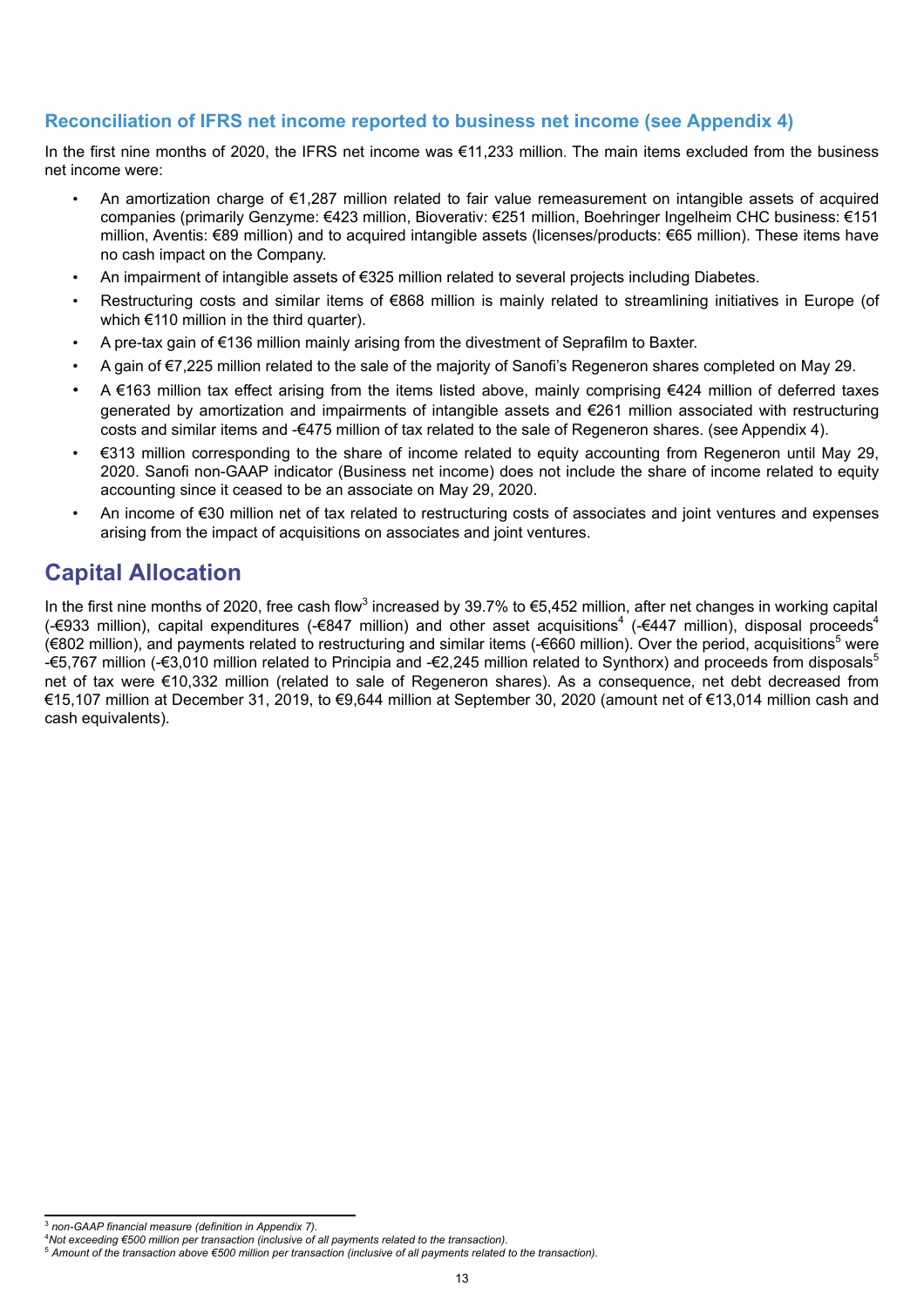### Reconciliation of IFRS net income reported to business net income (see Appendix 4)

In the first nine months of 2020, the IFRS net income was €11,233 million. The main items excluded from the business net income were:

- An amortization charge of €1,287 million related to fair value remeasurement on intangible assets of acquired companies (primarily Genzyme: €423 million, Bioverativ: €251 million, Boehringer Ingelheim CHC business: €151 million, Aventis: €89 million) and to acquired intangible assets (licenses/products: €65 million). These items have no cash impact on the Company.
- An impairment of intangible assets of €325 million related to several projects including Diabetes.
- Restructuring costs and similar items of €868 million is mainly related to streamlining initiatives in Europe (of which €110 million in the third quarter).
- A pre-tax gain of €136 million mainly arising from the divestment of Seprafilm to Baxter.
- A gain of €7,225 million related to the sale of the majority of Sanofi's Regeneron shares completed on May 29.
- A €163 million tax effect arising from the items listed above, mainly comprising €424 million of deferred taxes generated by amortization and impairments of intangible assets and €261 million associated with restructuring costs and similar items and -€475 million of tax related to the sale of Regeneron shares. (see Appendix 4).
- €313 million corresponding to the share of income related to equity accounting from Regeneron until May 29, 2020. Sanofi non-GAAP indicator (Business net income) does not include the share of income related to equity accounting since it ceased to be an associate on May 29, 2020.
- An income of €30 million net of tax related to restructuring costs of associates and joint ventures and expenses arising from the impact of acquisitions on associates and joint ventures.

## Capital Allocation

In the first nine months of 2020, free cash flow[3] increased by 39.7% to €5,452 million, after net changes in working capital (-€933 million), capital expenditures (-€847 million) and other asset acquisitions[4] (-€447 million), disposal proceeds[4] (€802 million), and payments related to restructuring and similar items (-€660 million). Over the period, acquisitions[5] were -€5,767 million (-€3,010 million related to Principia and -€2,245 million related to Synthorx) and proceeds from disposals[5] net of tax were €10,332 million (related to sale of Regeneron shares). As a consequence, net debt decreased from €15,107 million at December 31, 2019, to €9,644 million at September 30, 2020 (amount net of €13,014 million cash and cash equivalents).

---

[3] *non-GAAP financial measure (definition in Appendix 7).*

[4] *Not exceeding €500 million per transaction (inclusive of all payments related to the transaction).*

[5] *Amount of the transaction above €500 million per transaction (inclusive of all payments related to the transaction).*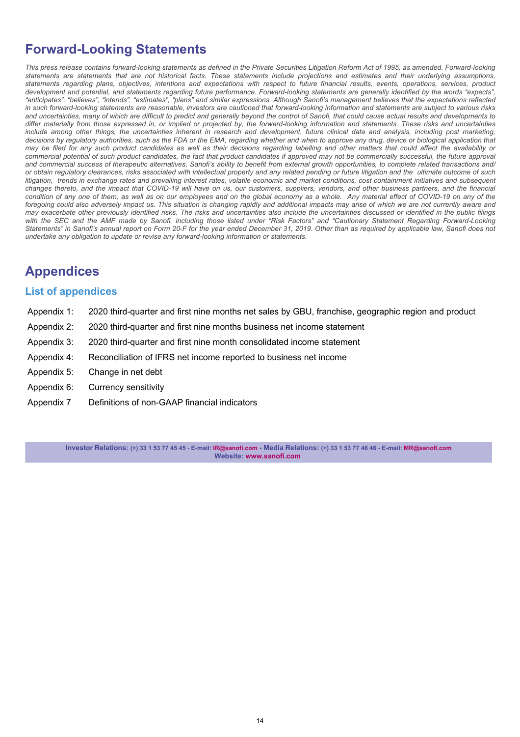# Forward-Looking Statements

*This press release contains forward-looking statements as defined in the Private Securities Litigation Reform Act of 1995, as amended. Forward-looking statements are statements that are not historical facts. These statements include projections and estimates and their underlying assumptions, statements regarding plans, objectives, intentions and expectations with respect to future financial results, events, operations, services, product development and potential, and statements regarding future performance. Forward-looking statements are generally identified by the words "expects", "anticipates", "believes", "intends", "estimates", "plans" and similar expressions. Although Sanofi's management believes that the expectations reflected in such forward-looking statements are reasonable, investors are cautioned that forward-looking information and statements are subject to various risks and uncertainties, many of which are difficult to predict and generally beyond the control of Sanofi, that could cause actual results and developments to differ materially from those expressed in, or implied or projected by, the forward-looking information and statements. These risks and uncertainties include among other things, the uncertainties inherent in research and development, future clinical data and analysis, including post marketing, decisions by regulatory authorities, such as the FDA or the EMA, regarding whether and when to approve any drug, device or biological application that may be filed for any such product candidates as well as their decisions regarding labelling and other matters that could affect the availability or commercial potential of such product candidates, the fact that product candidates if approved may not be commercially successful, the future approval and commercial success of therapeutic alternatives, Sanofi's ability to benefit from external growth opportunities, to complete related transactions and/or obtain regulatory clearances, risks associated with intellectual property and any related pending or future litigation and the ultimate outcome of such litigation, trends in exchange rates and prevailing interest rates, volatile economic and market conditions, cost containment initiatives and subsequent changes thereto, and the impact that COVID-19 will have on us, our customers, suppliers, vendors, and other business partners, and the financial condition of any one of them, as well as on our employees and on the global economy as a whole. Any material effect of COVID-19 on any of the foregoing could also adversely impact us. This situation is changing rapidly and additional impacts may arise of which we are not currently aware and may exacerbate other previously identified risks. The risks and uncertainties also include the uncertainties discussed or identified in the public filings with the SEC and the AMF made by Sanofi, including those listed under "Risk Factors" and "Cautionary Statement Regarding Forward-Looking Statements" in Sanofi's annual report on Form 20-F for the year ended December 31, 2019. Other than as required by applicable law, Sanofi does not undertake any obligation to update or revise any forward-looking information or statements.*

# Appendices

## List of appendices

| | |
|---|---|
| Appendix 1: | 2020 third-quarter and first nine months net sales by GBU, franchise, geographic region and product |
| Appendix 2: | 2020 third-quarter and first nine months business net income statement |
| Appendix 3: | 2020 third-quarter and first nine month consolidated income statement |
| Appendix 4: | Reconciliation of IFRS net income reported to business net income |
| Appendix 5: | Change in net debt |
| Appendix 6: | Currency sensitivity |
| Appendix 7 | Definitions of non-GAAP financial indicators |

**Investor Relations:** (+) 33 1 53 77 45 45 - E-mail: IR@sanofi.com - **Media Relations:** (+) 33 1 53 77 46 46 - E-mail: MR@sanofi.com
**Website:** www.sanofi.com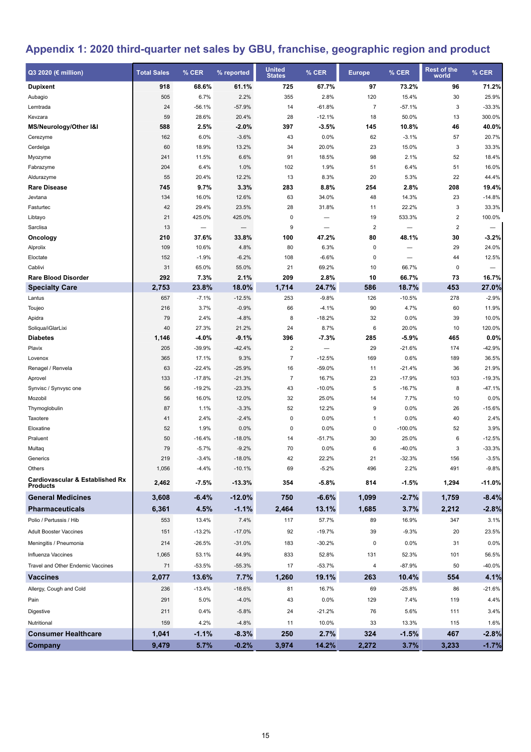## Appendix 1: 2020 third-quarter net sales by GBU, franchise, geographic region and product

| Q3 2020 (€ million) | Total Sales | % CER | % reported | United States | % CER | Europe | % CER | Rest of the world | % CER |
|---|---|---|---|---|---|---|---|---|---|
| **Dupixent** | **918** | **68.6%** | **61.1%** | **725** | **67.7%** | **97** | **73.2%** | **96** | **71.2%** |
| Aubagio | 505 | 6.7% | 2.2% | 355 | 2.8% | 120 | 15.4% | 30 | 25.9% |
| Lemtrada | 24 | -56.1% | -57.9% | 14 | -61.8% | 7 | -57.1% | 3 | -33.3% |
| Kevzara | 59 | 28.6% | 20.4% | 28 | -12.1% | 18 | 50.0% | 13 | 300.0% |
| **MS/Neurology/Other I&I** | **588** | **2.5%** | **-2.0%** | **397** | **-3.5%** | **145** | **10.8%** | **46** | **40.0%** |
| Cerezyme | 162 | 6.0% | -3.6% | 43 | 0.0% | 62 | -3.1% | 57 | 20.7% |
| Cerdelga | 60 | 18.9% | 13.2% | 34 | 20.0% | 23 | 15.0% | 3 | 33.3% |
| Myozyme | 241 | 11.5% | 6.6% | 91 | 18.5% | 98 | 2.1% | 52 | 18.4% |
| Fabrazyme | 204 | 6.4% | 1.0% | 102 | 1.9% | 51 | 6.4% | 51 | 16.0% |
| Aldurazyme | 55 | 20.4% | 12.2% | 13 | 8.3% | 20 | 5.3% | 22 | 44.4% |
| **Rare Disease** | **745** | **9.7%** | **3.3%** | **283** | **8.8%** | **254** | **2.8%** | **208** | **19.4%** |
| Jevtana | 134 | 16.0% | 12.6% | 63 | 34.0% | 48 | 14.3% | 23 | -14.8% |
| Fasturtec | 42 | 29.4% | 23.5% | 28 | 31.8% | 11 | 22.2% | 3 | 33.3% |
| Libtayo | 21 | 425.0% | 425.0% | 0 | — | 19 | 533.3% | 2 | 100.0% |
| Sarclisa | 13 | — | — | 9 | — | 2 | — | 2 | — |
| **Oncology** | **210** | **37.6%** | **33.8%** | **100** | **47.2%** | **80** | **48.1%** | **30** | **-3.2%** |
| Alprolix | 109 | 10.6% | 4.8% | 80 | 6.3% | 0 | — | 29 | 24.0% |
| Eloctate | 152 | -1.9% | -6.2% | 108 | -6.6% | 0 | — | 44 | 12.5% |
| Cablivi | 31 | 65.0% | 55.0% | 21 | 69.2% | 10 | 66.7% | 0 | — |
| **Rare Blood Disorder** | **292** | **7.3%** | **2.1%** | **209** | **2.8%** | **10** | **66.7%** | **73** | **16.7%** |
| **Specialty Care** | **2,753** | **23.8%** | **18.0%** | **1,714** | **24.7%** | **586** | **18.7%** | **453** | **27.0%** |
| Lantus | 657 | -7.1% | -12.5% | 253 | -9.8% | 126 | -10.5% | 278 | -2.9% |
| Toujeo | 216 | 3.7% | -0.9% | 66 | -4.1% | 90 | 4.7% | 60 | 11.9% |
| Apidra | 79 | 2.4% | -4.8% | 8 | -18.2% | 32 | 0.0% | 39 | 10.0% |
| Soliqua/iGlarLixi | 40 | 27.3% | 21.2% | 24 | 8.7% | 6 | 20.0% | 10 | 120.0% |
| **Diabetes** | **1,146** | **-4.0%** | **-9.1%** | **396** | **-7.3%** | **285** | **-5.9%** | **465** | **0.0%** |
| Plavix | 205 | -39.9% | -42.4% | 2 | — | 29 | -21.6% | 174 | -42.9% |
| Lovenox | 365 | 17.1% | 9.3% | 7 | -12.5% | 169 | 0.6% | 189 | 36.5% |
| Renagel / Renvela | 63 | -22.4% | -25.9% | 16 | -59.0% | 11 | -21.4% | 36 | 21.9% |
| Aprovel | 133 | -17.8% | -21.3% | 7 | 16.7% | 23 | -17.9% | 103 | -19.3% |
| Synvisc / Synvysc one | 56 | -19.2% | -23.3% | 43 | -10.0% | 5 | -16.7% | 8 | -47.1% |
| Mozobil | 56 | 16.0% | 12.0% | 32 | 25.0% | 14 | 7.7% | 10 | 0.0% |
| Thymoglobulin | 87 | 1.1% | -3.3% | 52 | 12.2% | 9 | 0.0% | 26 | -15.6% |
| Taxotere | 41 | 2.4% | -2.4% | 0 | 0.0% | 1 | 0.0% | 40 | 2.4% |
| Eloxatine | 52 | 1.9% | 0.0% | 0 | 0.0% | 0 | -100.0% | 52 | 3.9% |
| Praluent | 50 | -16.4% | -18.0% | 14 | -51.7% | 30 | 25.0% | 6 | -12.5% |
| Multaq | 79 | -5.7% | -9.2% | 70 | 0.0% | 6 | -40.0% | 3 | -33.3% |
| Generics | 219 | -3.4% | -18.0% | 42 | 22.2% | 21 | -32.3% | 156 | -3.5% |
| Others | 1,056 | -4.4% | -10.1% | 69 | -5.2% | 496 | 2.2% | 491 | -9.8% |
| **Cardiovascular & Established Rx Products** | **2,462** | **-7.5%** | **-13.3%** | **354** | **-5.8%** | **814** | **-1.5%** | **1,294** | **-11.0%** |
| **General Medicines** | **3,608** | **-6.4%** | **-12.0%** | **750** | **-6.6%** | **1,099** | **-2.7%** | **1,759** | **-8.4%** |
| **Pharmaceuticals** | **6,361** | **4.5%** | **-1.1%** | **2,464** | **13.1%** | **1,685** | **3.7%** | **2,212** | **-2.8%** |
| Polio / Pertussis / Hib | 553 | 13.4% | 7.4% | 117 | 57.7% | 89 | 16.9% | 347 | 3.1% |
| Adult Booster Vaccines | 151 | -13.2% | -17.0% | 92 | -19.7% | 39 | -9.3% | 20 | 23.5% |
| Meningitis / Pneumonia | 214 | -26.5% | -31.0% | 183 | -30.2% | 0 | 0.0% | 31 | 0.0% |
| Influenza Vaccines | 1,065 | 53.1% | 44.9% | 833 | 52.8% | 131 | 52.3% | 101 | 56.5% |
| Travel and Other Endemic Vaccines | 71 | -53.5% | -55.3% | 17 | -53.7% | 4 | -87.9% | 50 | -40.0% |
| **Vaccines** | **2,077** | **13.6%** | **7.7%** | **1,260** | **19.1%** | **263** | **10.4%** | **554** | **4.1%** |
| Allergy, Cough and Cold | 236 | -13.4% | -18.6% | 81 | 16.7% | 69 | -25.8% | 86 | -21.6% |
| Pain | 291 | 5.0% | -4.0% | 43 | 0.0% | 129 | 7.4% | 119 | 4.4% |
| Digestive | 211 | 0.4% | -5.8% | 24 | -21.2% | 76 | 5.6% | 111 | 3.4% |
| Nutritional | 159 | 4.2% | -4.8% | 11 | 10.0% | 33 | 13.3% | 115 | 1.6% |
| **Consumer Healthcare** | **1,041** | **-1.1%** | **-8.3%** | **250** | **2.7%** | **324** | **-1.5%** | **467** | **-2.8%** |
| **Company** | **9,479** | **5.7%** | **-0.2%** | **3,974** | **14.2%** | **2,272** | **3.7%** | **3,233** | **-1.7%** |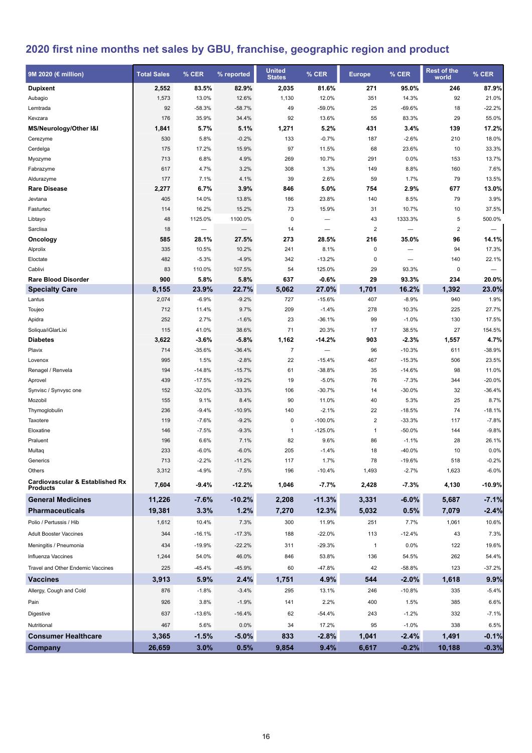## 2020 first nine months net sales by GBU, franchise, geographic region and product

| 9M 2020 (€ million) | Total Sales | % CER | % reported | United States | % CER | Europe | % CER | Rest of the world | % CER |
|---|---|---|---|---|---|---|---|---|---|
| **Dupixent** | **2,552** | **83.5%** | **82.9%** | **2,035** | **81.6%** | **271** | **95.0%** | **246** | **87.9%** |
| Aubagio | 1,573 | 13.0% | 12.6% | 1,130 | 12.0% | 351 | 14.3% | 92 | 21.0% |
| Lemtrada | 92 | -58.3% | -58.7% | 49 | -59.0% | 25 | -69.6% | 18 | -22.2% |
| Kevzara | 176 | 35.9% | 34.4% | 92 | 13.6% | 55 | 83.3% | 29 | 55.0% |
| **MS/Neurology/Other I&I** | **1,841** | **5.7%** | **5.1%** | **1,271** | **5.2%** | **431** | **3.4%** | **139** | **17.2%** |
| Cerezyme | 530 | 5.8% | -0.2% | 133 | -0.7% | 187 | -2.6% | 210 | 18.0% |
| Cerdelga | 175 | 17.2% | 15.9% | 97 | 11.5% | 68 | 23.6% | 10 | 33.3% |
| Myozyme | 713 | 6.8% | 4.9% | 269 | 10.7% | 291 | 0.0% | 153 | 13.7% |
| Fabrazyme | 617 | 4.7% | 3.2% | 308 | 1.3% | 149 | 8.8% | 160 | 7.6% |
| Aldurazyme | 177 | 7.1% | 4.1% | 39 | 2.6% | 59 | 1.7% | 79 | 13.5% |
| **Rare Disease** | **2,277** | **6.7%** | **3.9%** | **846** | **5.0%** | **754** | **2.9%** | **677** | **13.0%** |
| Jevtana | 405 | 14.0% | 13.8% | 186 | 23.8% | 140 | 8.5% | 79 | 3.9% |
| Fasturtec | 114 | 16.2% | 15.2% | 73 | 15.9% | 31 | 10.7% | 10 | 37.5% |
| Libtayo | 48 | 1125.0% | 1100.0% | 0 | — | 43 | 1333.3% | 5 | 500.0% |
| Sarclisa | 18 | — | — | 14 | — | 2 | — | 2 | — |
| **Oncology** | **585** | **28.1%** | **27.5%** | **273** | **28.5%** | **216** | **35.0%** | **96** | **14.1%** |
| Alprolix | 335 | 10.5% | 10.2% | 241 | 8.1% | 0 | — | 94 | 17.3% |
| Eloctate | 482 | -5.3% | -4.9% | 342 | -13.2% | 0 | — | 140 | 22.1% |
| Cablivi | 83 | 110.0% | 107.5% | 54 | 125.0% | 29 | 93.3% | 0 | — |
| **Rare Blood Disorder** | **900** | **5.8%** | **5.8%** | **637** | **-0.6%** | **29** | **93.3%** | **234** | **20.0%** |
| **Specialty Care** | **8,155** | **23.9%** | **22.7%** | **5,062** | **27.0%** | **1,701** | **16.2%** | **1,392** | **23.0%** |
| Lantus | 2,074 | -6.9% | -9.2% | 727 | -15.6% | 407 | -8.9% | 940 | 1.9% |
| Toujeo | 712 | 11.4% | 9.7% | 209 | -1.4% | 278 | 10.3% | 225 | 27.7% |
| Apidra | 252 | 2.7% | -1.6% | 23 | -36.1% | 99 | -1.0% | 130 | 17.5% |
| Soliqua/iGlarLixi | 115 | 41.0% | 38.6% | 71 | 20.3% | 17 | 38.5% | 27 | 154.5% |
| **Diabetes** | **3,622** | **-3.6%** | **-5.8%** | **1,162** | **-14.2%** | **903** | **-2.3%** | **1,557** | **4.7%** |
| Plavix | 714 | -35.6% | -36.4% | 7 | — | 96 | -10.3% | 611 | -38.9% |
| Lovenox | 995 | 1.5% | -2.8% | 22 | -15.4% | 467 | -15.3% | 506 | 23.5% |
| Renagel / Renvela | 194 | -14.8% | -15.7% | 61 | -38.8% | 35 | -14.6% | 98 | 11.0% |
| Aprovel | 439 | -17.5% | -19.2% | 19 | -5.0% | 76 | -7.3% | 344 | -20.0% |
| Synvisc / Synvysc one | 152 | -32.0% | -33.3% | 106 | -30.7% | 14 | -30.0% | 32 | -36.4% |
| Mozobil | 155 | 9.1% | 8.4% | 90 | 11.0% | 40 | 5.3% | 25 | 8.7% |
| Thymoglobulin | 236 | -9.4% | -10.9% | 140 | -2.1% | 22 | -18.5% | 74 | -18.1% |
| Taxotere | 119 | -7.6% | -9.2% | 0 | -100.0% | 2 | -33.3% | 117 | -7.8% |
| Eloxatine | 146 | -7.5% | -9.3% | 1 | -125.0% | 1 | -50.0% | 144 | -9.8% |
| Praluent | 196 | 6.6% | 7.1% | 82 | 9.6% | 86 | -1.1% | 28 | 26.1% |
| Multaq | 233 | -6.0% | -6.0% | 205 | -1.4% | 18 | -40.0% | 10 | 0.0% |
| Generics | 713 | -2.2% | -11.2% | 117 | 1.7% | 78 | -19.6% | 518 | -0.2% |
| Others | 3,312 | -4.9% | -7.5% | 196 | -10.4% | 1,493 | -2.7% | 1,623 | -6.0% |
| **Cardiovascular & Established Rx Products** | **7,604** | **-9.4%** | **-12.2%** | **1,046** | **-7.7%** | **2,428** | **-7.3%** | **4,130** | **-10.9%** |
| **General Medicines** | **11,226** | **-7.6%** | **-10.2%** | **2,208** | **-11.3%** | **3,331** | **-6.0%** | **5,687** | **-7.1%** |
| **Pharmaceuticals** | **19,381** | **3.3%** | **1.2%** | **7,270** | **12.3%** | **5,032** | **0.5%** | **7,079** | **-2.4%** |
| Polio / Pertussis / Hib | 1,612 | 10.4% | 7.3% | 300 | 11.9% | 251 | 7.7% | 1,061 | 10.6% |
| Adult Booster Vaccines | 344 | -16.1% | -17.3% | 188 | -22.0% | 113 | -12.4% | 43 | 7.3% |
| Meningitis / Pneumonia | 434 | -19.9% | -22.2% | 311 | -29.3% | 1 | 0.0% | 122 | 19.6% |
| Influenza Vaccines | 1,244 | 54.0% | 46.0% | 846 | 53.8% | 136 | 54.5% | 262 | 54.4% |
| Travel and Other Endemic Vaccines | 225 | -45.4% | -45.9% | 60 | -47.8% | 42 | -58.8% | 123 | -37.2% |
| **Vaccines** | **3,913** | **5.9%** | **2.4%** | **1,751** | **4.9%** | **544** | **-2.0%** | **1,618** | **9.9%** |
| Allergy, Cough and Cold | 876 | -1.8% | -3.4% | 295 | 13.1% | 246 | -10.8% | 335 | -5.4% |
| Pain | 926 | 3.8% | -1.9% | 141 | 2.2% | 400 | 1.5% | 385 | 6.6% |
| Digestive | 637 | -13.6% | -16.4% | 62 | -54.4% | 243 | -1.2% | 332 | -7.1% |
| Nutritional | 467 | 5.6% | 0.0% | 34 | 17.2% | 95 | -1.0% | 338 | 6.5% |
| **Consumer Healthcare** | **3,365** | **-1.5%** | **-5.0%** | **833** | **-2.8%** | **1,041** | **-2.4%** | **1,491** | **-0.1%** |
| **Company** | **26,659** | **3.0%** | **0.5%** | **9,854** | **9.4%** | **6,617** | **-0.2%** | **10,188** | **-0.3%** |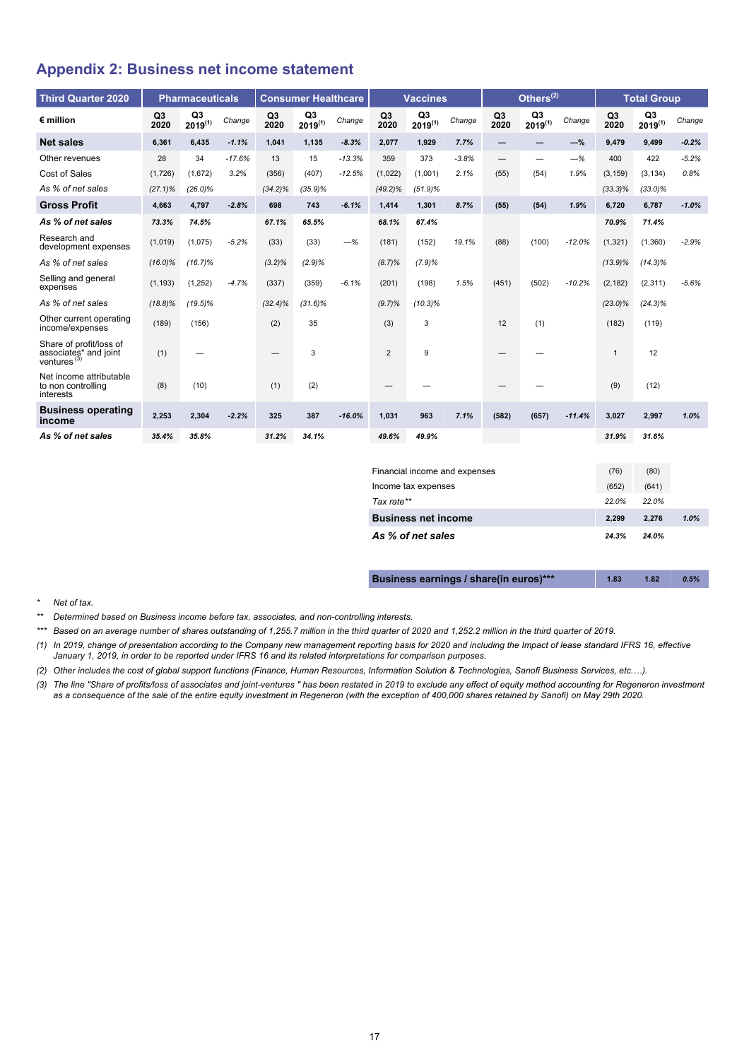## Appendix 2: Business net income statement

| Third Quarter 2020 | Pharmaceuticals | | | Consumer Healthcare | | | Vaccines | | | Others[(2)] | | | Total Group | | |
|---|---|---|---|---|---|---|---|---|---|---|---|---|---|---|---|
| € million | Q3 2020 | Q3 2019[(1)] | Change | Q3 2020 | Q3 2019[(1)] | Change | Q3 2020 | Q3 2019[(1)] | Change | Q3 2020 | Q3 2019[(1)] | Change | Q3 2020 | Q3 2019[(1)] | Change |
| **Net sales** | **6,361** | **6,435** | **-1.1%** | **1,041** | **1,135** | **-8.3%** | **2,077** | **1,929** | **7.7%** | **—** | **—** | **—%** | **9,479** | **9,499** | **-0.2%** |
| Other revenues | 28 | 34 | -17.6% | 13 | 15 | -13.3% | 359 | 373 | -3.8% | — | — | —% | 400 | 422 | -5.2% |
| Cost of Sales | (1,726) | (1,672) | 3.2% | (356) | (407) | -12.5% | (1,022) | (1,001) | 2.1% | (55) | (54) | 1.9% | (3,159) | (3,134) | 0.8% |
| *As % of net sales* | *(27.1)%* | *(26.0)%* | | *(34.2)%* | *(35.9)%* | | *(49.2)%* | *(51.9)%* | | | | | *(33.3)%* | *(33.0)%* | |
| **Gross Profit** | **4,663** | **4,797** | **-2.8%** | **698** | **743** | **-6.1%** | **1,414** | **1,301** | **8.7%** | **(55)** | **(54)** | **1.9%** | **6,720** | **6,787** | **-1.0%** |
| ***As % of net sales*** | ***73.3%*** | ***74.5%*** | | ***67.1%*** | ***65.5%*** | | ***68.1%*** | ***67.4%*** | | | | | ***70.9%*** | ***71.4%*** | |
| Research and development expenses | (1,019) | (1,075) | -5.2% | (33) | (33) | —% | (181) | (152) | 19.1% | (88) | (100) | -12.0% | (1,321) | (1,360) | -2.9% |
| *As % of net sales* | *(16.0)%* | *(16.7)%* | | *(3.2)%* | *(2.9)%* | | *(8.7)%* | *(7.9)%* | | | | | *(13.9)%* | *(14.3)%* | |
| Selling and general expenses | (1,193) | (1,252) | -4.7% | (337) | (359) | -6.1% | (201) | (198) | 1.5% | (451) | (502) | -10.2% | (2,182) | (2,311) | -5.6% |
| *As % of net sales* | *(18.8)%* | *(19.5)%* | | *(32.4)%* | *(31.6)%* | | *(9.7)%* | *(10.3)%* | | | | | *(23.0)%* | *(24.3)%* | |
| Other current operating income/expenses | (189) | (156) | | (2) | 35 | | (3) | 3 | | 12 | (1) | | (182) | (119) | |
| Share of profit/loss of associates* and joint ventures[(3)] | (1) | — | | — | 3 | | 2 | 9 | | — | — | | 1 | 12 | |
| Net income attributable to non controlling interests | (8) | (10) | | (1) | (2) | | — | — | | — | — | | (9) | (12) | |
| **Business operating income** | **2,253** | **2,304** | **-2.2%** | **325** | **387** | **-16.0%** | **1,031** | **963** | **7.1%** | **(582)** | **(657)** | **-11.4%** | **3,027** | **2,997** | **1.0%** |
| ***As % of net sales*** | ***35.4%*** | ***35.8%*** | | ***31.2%*** | ***34.1%*** | | ***49.6%*** | ***49.9%*** | | | | | ***31.9%*** | ***31.6%*** | |

| | Q3 2020 | Q3 2019 | Change |
|---|---|---|---|
| Financial income and expenses | (76) | (80) | |
| Income tax expenses | (652) | (641) | |
| *Tax rate*** | *22.0%* | *22.0%* | |
| **Business net income** | **2,299** | **2,276** | **1.0%** |
| ***As % of net sales*** | ***24.3%*** | ***24.0%*** | |
| **Business earnings / share(in euros)***** | **1.83** | **1.82** | **0.5%** |

\* Net of tax.

** Determined based on Business income before tax, associates, and non-controlling interests.

*** Based on an average number of shares outstanding of 1,255.7 million in the third quarter of 2020 and 1,252.2 million in the third quarter of 2019.

(1) In 2019, change of presentation according to the Company new management reporting basis for 2020 and including the Impact of lease standard IFRS 16, effective January 1, 2019, in order to be reported under IFRS 16 and its related interpretations for comparison purposes.

(2) Other includes the cost of global support functions (Finance, Human Resources, Information Solution & Technologies, Sanofi Business Services, etc.…).

(3) The line "Share of profits/loss of associates and joint-ventures " has been restated in 2019 to exclude any effect of equity method accounting for Regeneron investment as a consequence of the sale of the entire equity investment in Regeneron (with the exception of 400,000 shares retained by Sanofi) on May 29th 2020.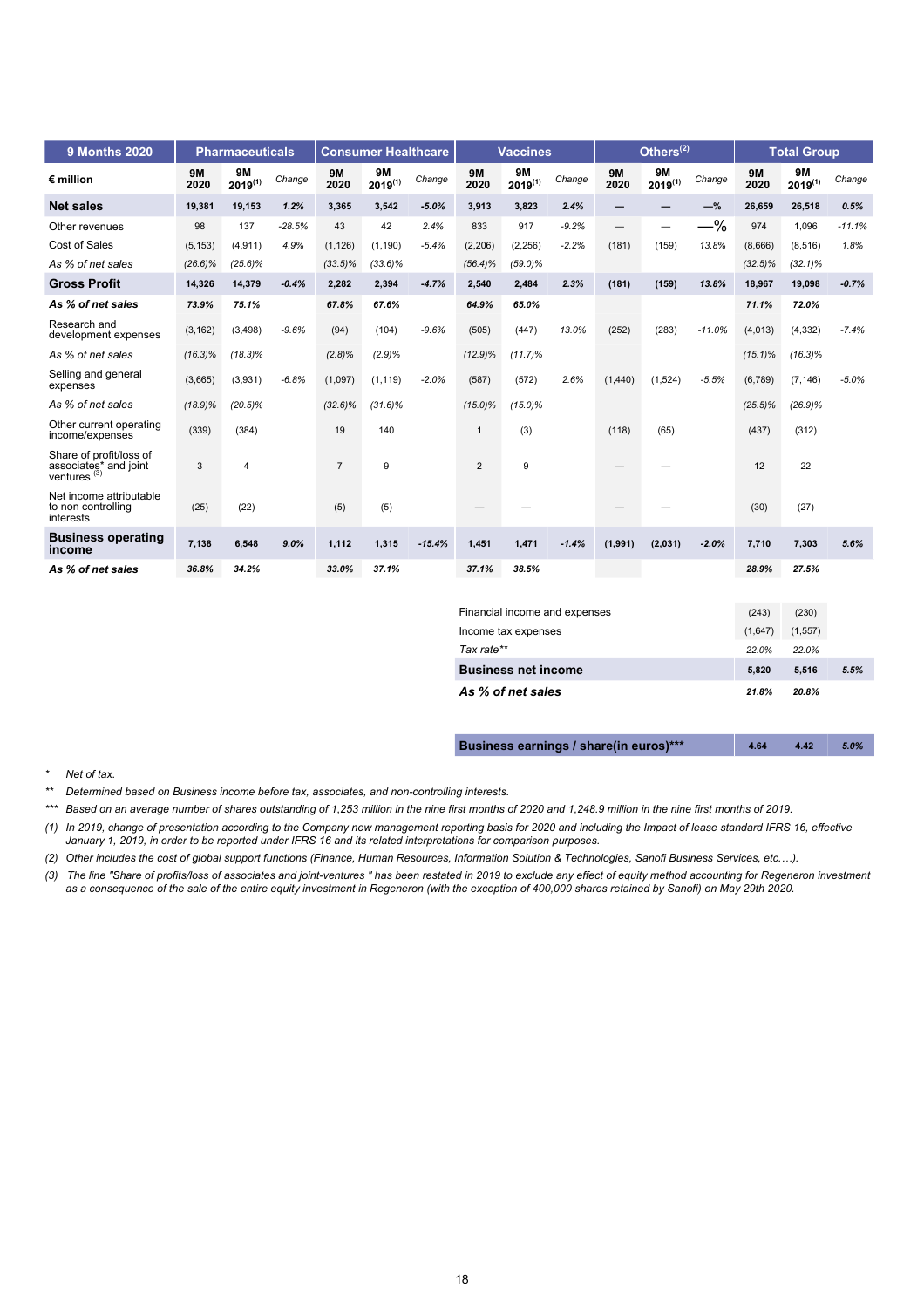| 9 Months 2020 | Pharmaceuticals | | | Consumer Healthcare | | | Vaccines | | | Others[(2)] | | | Total Group | | |
|---|---|---|---|---|---|---|---|---|---|---|---|---|---|---|---|
| € million | 9M 2020 | 9M 2019[(1)] | Change | 9M 2020 | 9M 2019[(1)] | Change | 9M 2020 | 9M 2019[(1)] | Change | 9M 2020 | 9M 2019[(1)] | Change | 9M 2020 | 9M 2019[(1)] | Change |
| **Net sales** | **19,381** | **19,153** | ***1.2%*** | **3,365** | **3,542** | ***-5.0%*** | **3,913** | **3,823** | ***2.4%*** | **—** | **—** | **—%** | **26,659** | **26,518** | ***0.5%*** |
| Other revenues | 98 | 137 | *-28.5%* | 43 | 42 | *2.4%* | 833 | 917 | *-9.2%* | — | — | —% | 974 | 1,096 | *-11.1%* |
| Cost of Sales | (5,153) | (4,911) | *4.9%* | (1,126) | (1,190) | *-5.4%* | (2,206) | (2,256) | *-2.2%* | (181) | (159) | *13.8%* | (8,666) | (8,516) | *1.8%* |
| *As % of net sales* | *(26.6)%* | *(25.6)%* | | *(33.5)%* | *(33.6)%* | | *(56.4)%* | *(59.0)%* | | | | | *(32.5)%* | *(32.1)%* | |
| **Gross Profit** | **14,326** | **14,379** | ***-0.4%*** | **2,282** | **2,394** | ***-4.7%*** | **2,540** | **2,484** | ***2.3%*** | **(181)** | **(159)** | ***13.8%*** | **18,967** | **19,098** | ***-0.7%*** |
| ***As % of net sales*** | ***73.9%*** | ***75.1%*** | | ***67.8%*** | ***67.6%*** | | ***64.9%*** | ***65.0%*** | | | | | ***71.1%*** | ***72.0%*** | |
| Research and development expenses | (3,162) | (3,498) | *-9.6%* | (94) | (104) | *-9.6%* | (505) | (447) | *13.0%* | (252) | (283) | *-11.0%* | (4,013) | (4,332) | *-7.4%* |
| *As % of net sales* | *(16.3)%* | *(18.3)%* | | *(2.8)%* | *(2.9)%* | | *(12.9)%* | *(11.7)%* | | | | | *(15.1)%* | *(16.3)%* | |
| Selling and general expenses | (3,665) | (3,931) | *-6.8%* | (1,097) | (1,119) | *-2.0%* | (587) | (572) | *2.6%* | (1,440) | (1,524) | *-5.5%* | (6,789) | (7,146) | *-5.0%* |
| *As % of net sales* | *(18.9)%* | *(20.5)%* | | *(32.6)%* | *(31.6)%* | | *(15.0)%* | *(15.0)%* | | | | | *(25.5)%* | *(26.9)%* | |
| Other current operating income/expenses | (339) | (384) | | 19 | 140 | | 1 | (3) | | (118) | (65) | | (437) | (312) | |
| Share of profit/loss of associates* and joint ventures[(3)] | 3 | 4 | | 7 | 9 | | 2 | 9 | | — | — | | 12 | 22 | |
| Net income attributable to non controlling interests | (25) | (22) | | (5) | (5) | | — | — | | — | — | | (30) | (27) | |
| **Business operating income** | **7,138** | **6,548** | ***9.0%*** | **1,112** | **1,315** | ***-15.4%*** | **1,451** | **1,471** | ***-1.4%*** | **(1,991)** | **(2,031)** | ***-2.0%*** | **7,710** | **7,303** | ***5.6%*** |
| ***As % of net sales*** | ***36.8%*** | ***34.2%*** | | ***33.0%*** | ***37.1%*** | | ***37.1%*** | ***38.5%*** | | | | | ***28.9%*** | ***27.5%*** | |

| | 9M 2020 | 9M 2019 | Change |
|---|---|---|---|
| Financial income and expenses | (243) | (230) | |
| Income tax expenses | (1,647) | (1,557) | |
| *Tax rate*** | *22.0%* | *22.0%* | |
| **Business net income** | **5,820** | **5,516** | ***5.5%*** |
| ***As % of net sales*** | ***21.8%*** | ***20.8%*** | |
| **Business earnings / share(in euros)***** | **4.64** | **4.42** | ***5.0%*** |

\* *Net of tax.*

\** *Determined based on Business income before tax, associates, and non-controlling interests.*

\*** *Based on an average number of shares outstanding of 1,253 million in the nine first months of 2020 and 1,248.9 million in the nine first months of 2019.*

(1) *In 2019, change of presentation according to the Company new management reporting basis for 2020 and including the Impact of lease standard IFRS 16, effective January 1, 2019, in order to be reported under IFRS 16 and its related interpretations for comparison purposes.*

(2) *Other includes the cost of global support functions (Finance, Human Resources, Information Solution & Technologies, Sanofi Business Services, etc.…).*

(3) *The line "Share of profits/loss of associates and joint-ventures " has been restated in 2019 to exclude any effect of equity method accounting for Regeneron investment as a consequence of the sale of the entire equity investment in Regeneron (with the exception of 400,000 shares retained by Sanofi) on May 29th 2020.*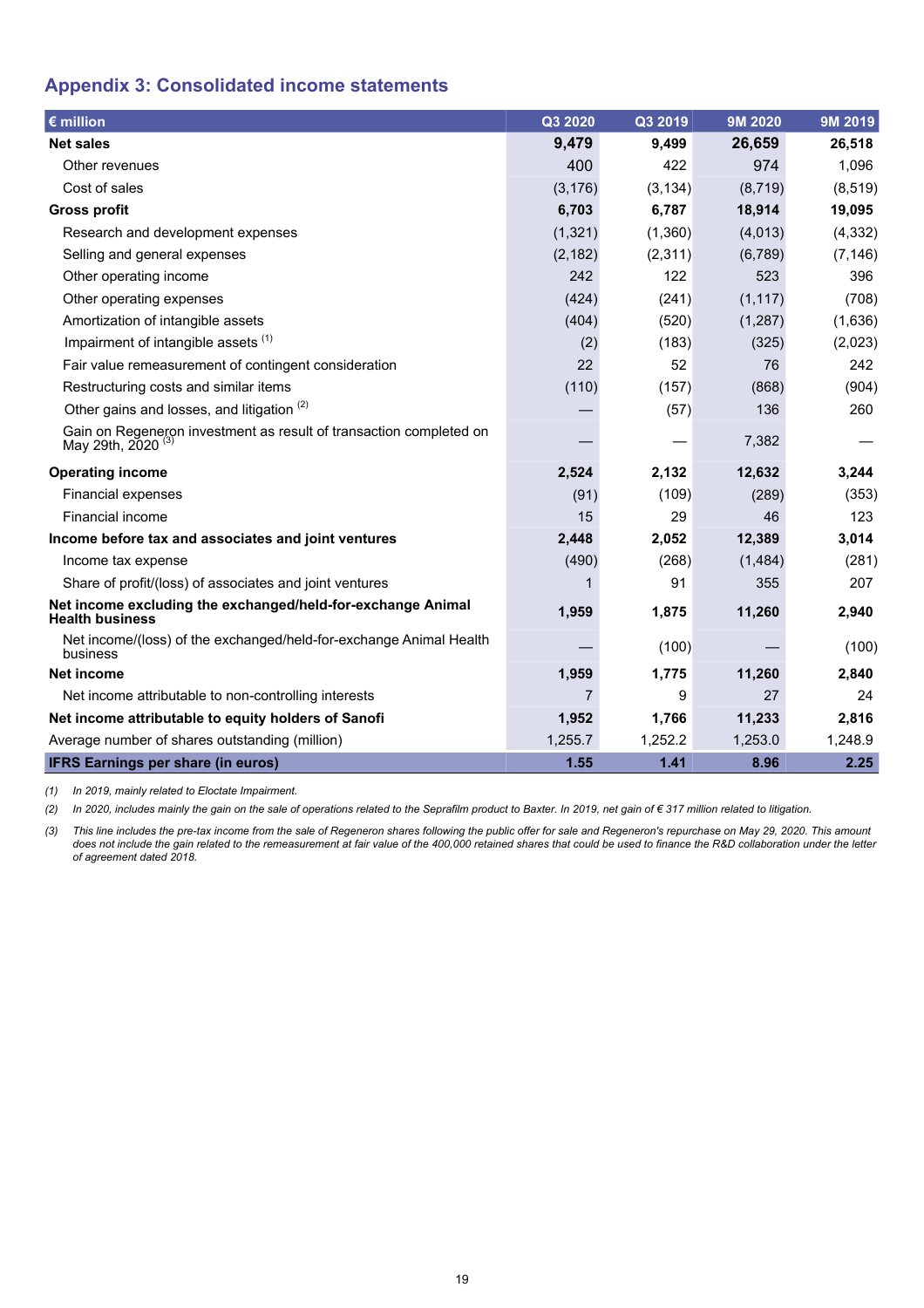## Appendix 3: Consolidated income statements

| € million | Q3 2020 | Q3 2019 | 9M 2020 | 9M 2019 |
|---|---|---|---|---|
| **Net sales** | **9,479** | **9,499** | **26,659** | **26,518** |
| Other revenues | 400 | 422 | 974 | 1,096 |
| Cost of sales | (3,176) | (3,134) | (8,719) | (8,519) |
| **Gross profit** | **6,703** | **6,787** | **18,914** | **19,095** |
| Research and development expenses | (1,321) | (1,360) | (4,013) | (4,332) |
| Selling and general expenses | (2,182) | (2,311) | (6,789) | (7,146) |
| Other operating income | 242 | 122 | 523 | 396 |
| Other operating expenses | (424) | (241) | (1,117) | (708) |
| Amortization of intangible assets | (404) | (520) | (1,287) | (1,636) |
| Impairment of intangible assets [1] | (2) | (183) | (325) | (2,023) |
| Fair value remeasurement of contingent consideration | 22 | 52 | 76 | 242 |
| Restructuring costs and similar items | (110) | (157) | (868) | (904) |
| Other gains and losses, and litigation [2] | — | (57) | 136 | 260 |
| Gain on Regeneron investment as result of transaction completed on May 29th, 2020 [3] | — | — | 7,382 | — |
| **Operating income** | **2,524** | **2,132** | **12,632** | **3,244** |
| Financial expenses | (91) | (109) | (289) | (353) |
| Financial income | 15 | 29 | 46 | 123 |
| **Income before tax and associates and joint ventures** | **2,448** | **2,052** | **12,389** | **3,014** |
| Income tax expense | (490) | (268) | (1,484) | (281) |
| Share of profit/(loss) of associates and joint ventures | 1 | 91 | 355 | 207 |
| **Net income excluding the exchanged/held-for-exchange Animal Health business** | **1,959** | **1,875** | **11,260** | **2,940** |
| Net income/(loss) of the exchanged/held-for-exchange Animal Health business | — | (100) | — | (100) |
| **Net income** | **1,959** | **1,775** | **11,260** | **2,840** |
| Net income attributable to non-controlling interests | 7 | 9 | 27 | 24 |
| **Net income attributable to equity holders of Sanofi** | **1,952** | **1,766** | **11,233** | **2,816** |
| Average number of shares outstanding (million) | 1,255.7 | 1,252.2 | 1,253.0 | 1,248.9 |
| **IFRS Earnings per share (in euros)** | **1.55** | **1.41** | **8.96** | **2.25** |

*(1) In 2019, mainly related to Eloctate Impairment.*

*(2) In 2020, includes mainly the gain on the sale of operations related to the Seprafilm product to Baxter. In 2019, net gain of € 317 million related to litigation.*

*(3) This line includes the pre-tax income from the sale of Regeneron shares following the public offer for sale and Regeneron's repurchase on May 29, 2020. This amount does not include the gain related to the remeasurement at fair value of the 400,000 retained shares that could be used to finance the R&D collaboration under the letter of agreement dated 2018.*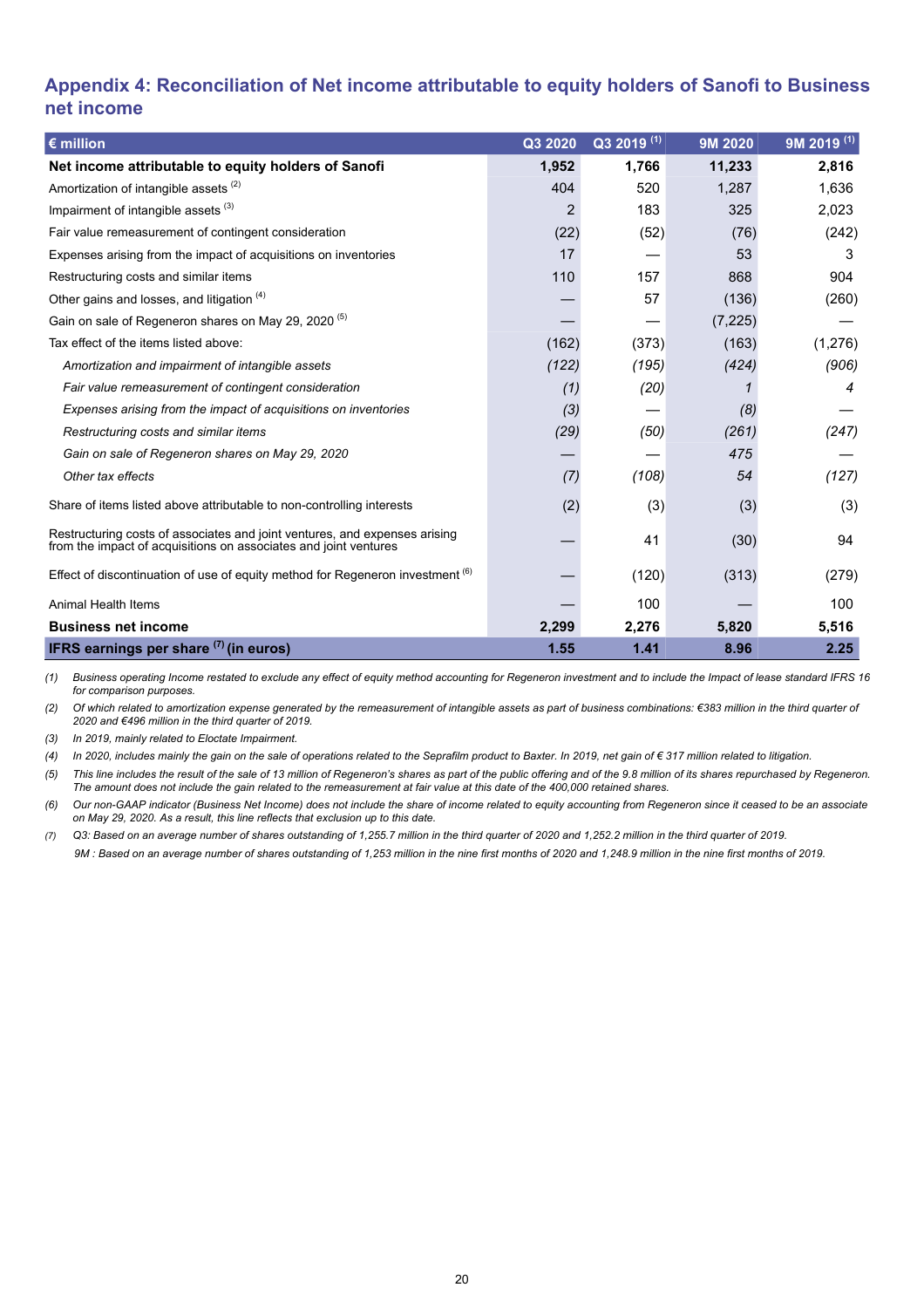## Appendix 4: Reconciliation of Net income attributable to equity holders of Sanofi to Business net income

| € million | Q3 2020 | Q3 2019 (1) | 9M 2020 | 9M 2019 (1) |
|---|---|---|---|---|
| **Net income attributable to equity holders of Sanofi** | **1,952** | **1,766** | **11,233** | **2,816** |
| Amortization of intangible assets (2) | 404 | 520 | 1,287 | 1,636 |
| Impairment of intangible assets (3) | 2 | 183 | 325 | 2,023 |
| Fair value remeasurement of contingent consideration | (22) | (52) | (76) | (242) |
| Expenses arising from the impact of acquisitions on inventories | 17 | — | 53 | 3 |
| Restructuring costs and similar items | 110 | 157 | 868 | 904 |
| Other gains and losses, and litigation (4) | — | 57 | (136) | (260) |
| Gain on sale of Regeneron shares on May 29, 2020 (5) | — | — | (7,225) | — |
| Tax effect of the items listed above: | (162) | (373) | (163) | (1,276) |
| *Amortization and impairment of intangible assets* | *(122)* | *(195)* | *(424)* | *(906)* |
| *Fair value remeasurement of contingent consideration* | *(1)* | *(20)* | *1* | *4* |
| *Expenses arising from the impact of acquisitions on inventories* | *(3)* | *—* | *(8)* | *—* |
| *Restructuring costs and similar items* | *(29)* | *(50)* | *(261)* | *(247)* |
| *Gain on sale of Regeneron shares on May 29, 2020* | *—* | *—* | *475* | *—* |
| *Other tax effects* | *(7)* | *(108)* | *54* | *(127)* |
| Share of items listed above attributable to non-controlling interests | (2) | (3) | (3) | (3) |
| Restructuring costs of associates and joint ventures, and expenses arising from the impact of acquisitions on associates and joint ventures | — | 41 | (30) | 94 |
| Effect of discontinuation of use of equity method for Regeneron investment (6) | — | (120) | (313) | (279) |
| Animal Health Items | — | 100 | — | 100 |
| **Business net income** | **2,299** | **2,276** | **5,820** | **5,516** |
| **IFRS earnings per share (7) (in euros)** | **1.55** | **1.41** | **8.96** | **2.25** |

*(1) Business operating Income restated to exclude any effect of equity method accounting for Regeneron investment and to include the Impact of lease standard IFRS 16 for comparison purposes.*

*(2) Of which related to amortization expense generated by the remeasurement of intangible assets as part of business combinations: €383 million in the third quarter of 2020 and €496 million in the third quarter of 2019.*

*(3) In 2019, mainly related to Eloctate Impairment.*

*(4) In 2020, includes mainly the gain on the sale of operations related to the Seprafilm product to Baxter. In 2019, net gain of € 317 million related to litigation.*

*(5) This line includes the result of the sale of 13 million of Regeneron's shares as part of the public offering and of the 9.8 million of its shares repurchased by Regeneron. The amount does not include the gain related to the remeasurement at fair value at this date of the 400,000 retained shares.*

*(6) Our non-GAAP indicator (Business Net Income) does not include the share of income related to equity accounting from Regeneron since it ceased to be an associate on May 29, 2020. As a result, this line reflects that exclusion up to this date.*

*(7) Q3: Based on an average number of shares outstanding of 1,255.7 million in the third quarter of 2020 and 1,252.2 million in the third quarter of 2019.*
*9M : Based on an average number of shares outstanding of 1,253 million in the nine first months of 2020 and 1,248.9 million in the nine first months of 2019.*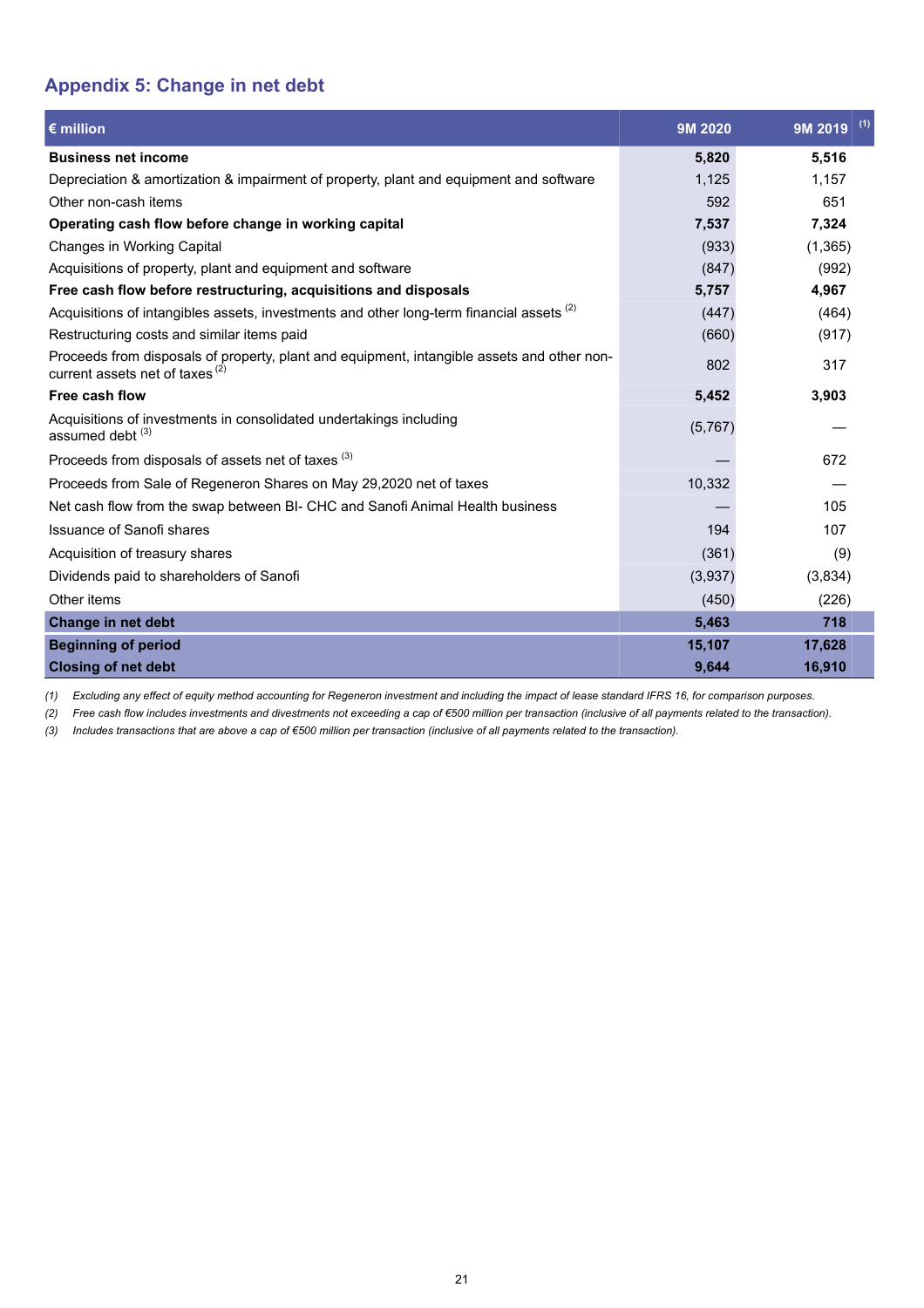## Appendix 5: Change in net debt

| € million | 9M 2020 | 9M 2019 [(1)] |
|---|---|---|
| **Business net income** | **5,820** | **5,516** |
| Depreciation & amortization & impairment of property, plant and equipment and software | 1,125 | 1,157 |
| Other non-cash items | 592 | 651 |
| **Operating cash flow before change in working capital** | **7,537** | **7,324** |
| Changes in Working Capital | (933) | (1,365) |
| Acquisitions of property, plant and equipment and software | (847) | (992) |
| **Free cash flow before restructuring, acquisitions and disposals** | **5,757** | **4,967** |
| Acquisitions of intangibles assets, investments and other long-term financial assets [(2)] | (447) | (464) |
| Restructuring costs and similar items paid | (660) | (917) |
| Proceeds from disposals of property, plant and equipment, intangible assets and other non-current assets net of taxes [(2)] | 802 | 317 |
| **Free cash flow** | **5,452** | **3,903** |
| Acquisitions of investments in consolidated undertakings including assumed debt [(3)] | (5,767) | — |
| Proceeds from disposals of assets net of taxes [(3)] | — | 672 |
| Proceeds from Sale of Regeneron Shares on May 29,2020 net of taxes | 10,332 | — |
| Net cash flow from the swap between BI- CHC and Sanofi Animal Health business | — | 105 |
| Issuance of Sanofi shares | 194 | 107 |
| Acquisition of treasury shares | (361) | (9) |
| Dividends paid to shareholders of Sanofi | (3,937) | (3,834) |
| Other items | (450) | (226) |
| **Change in net debt** | **5,463** | **718** |
| **Beginning of period** | **15,107** | **17,628** |
| **Closing of net debt** | **9,644** | **16,910** |

*(1) Excluding any effect of equity method accounting for Regeneron investment and including the impact of lease standard IFRS 16, for comparison purposes.*

*(2) Free cash flow includes investments and divestments not exceeding a cap of €500 million per transaction (inclusive of all payments related to the transaction).*

*(3) Includes transactions that are above a cap of €500 million per transaction (inclusive of all payments related to the transaction).*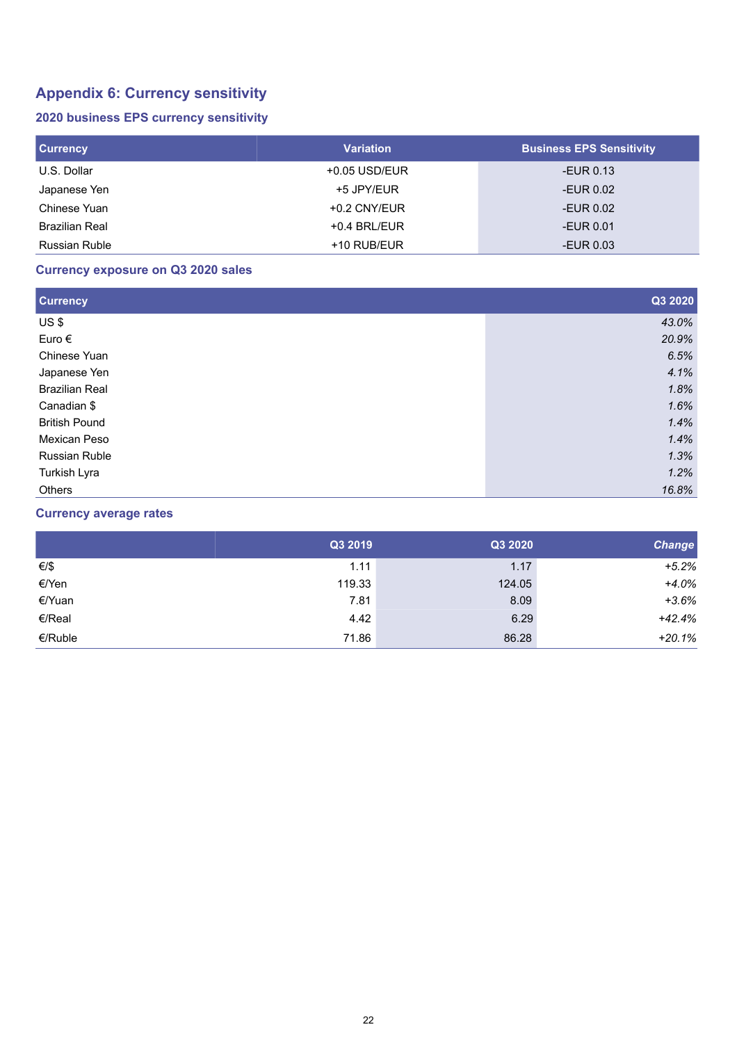# Appendix 6: Currency sensitivity

## 2020 business EPS currency sensitivity

| Currency | Variation | Business EPS Sensitivity |
|---|---|---|
| U.S. Dollar | +0.05 USD/EUR | -EUR 0.13 |
| Japanese Yen | +5 JPY/EUR | -EUR 0.02 |
| Chinese Yuan | +0.2 CNY/EUR | -EUR 0.02 |
| Brazilian Real | +0.4 BRL/EUR | -EUR 0.01 |
| Russian Ruble | +10 RUB/EUR | -EUR 0.03 |

## Currency exposure on Q3 2020 sales

| Currency | Q3 2020 |
|---|---|
| US $ | *43.0%* |
| Euro € | *20.9%* |
| Chinese Yuan | *6.5%* |
| Japanese Yen | *4.1%* |
| Brazilian Real | *1.8%* |
| Canadian $ | *1.6%* |
| British Pound | *1.4%* |
| Mexican Peso | *1.4%* |
| Russian Ruble | *1.3%* |
| Turkish Lyra | *1.2%* |
| Others | *16.8%* |

## Currency average rates

| | Q3 2019 | Q3 2020 | *Change* |
|---|---|---|---|
| €/$ | 1.11 | 1.17 | *+5.2%* |
| €/Yen | 119.33 | 124.05 | *+4.0%* |
| €/Yuan | 7.81 | 8.09 | *+3.6%* |
| €/Real | 4.42 | 6.29 | *+42.4%* |
| €/Ruble | 71.86 | 86.28 | *+20.1%* |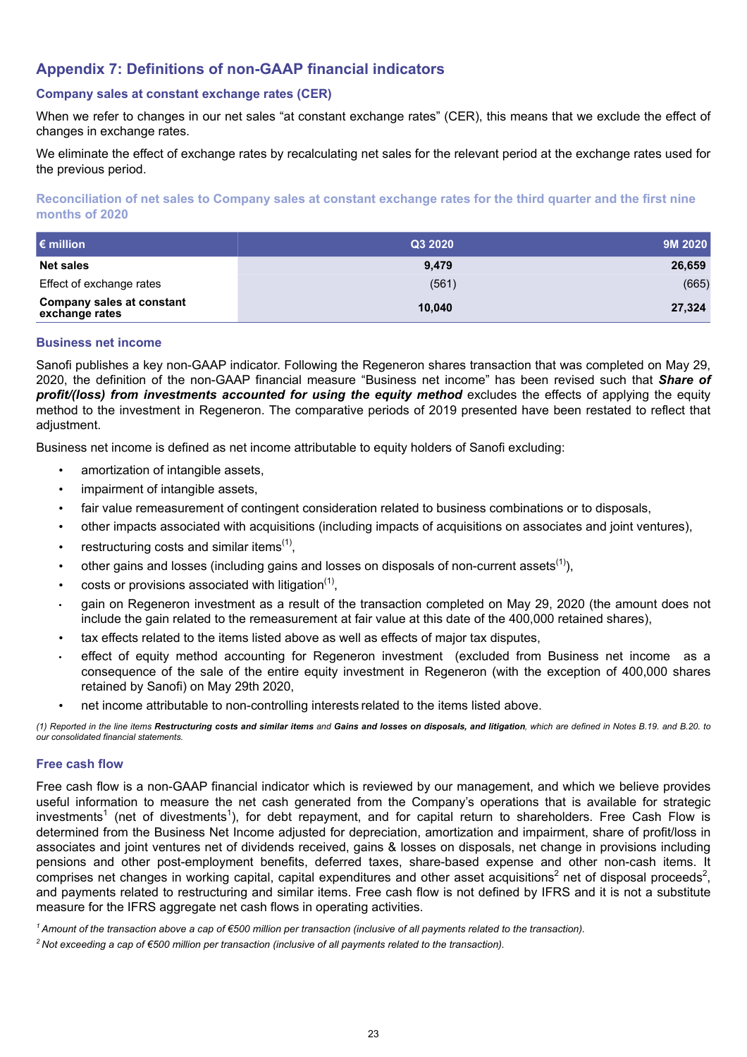## Appendix 7: Definitions of non-GAAP financial indicators

### Company sales at constant exchange rates (CER)

When we refer to changes in our net sales "at constant exchange rates" (CER), this means that we exclude the effect of changes in exchange rates.

We eliminate the effect of exchange rates by recalculating net sales for the relevant period at the exchange rates used for the previous period.

#### Reconciliation of net sales to Company sales at constant exchange rates for the third quarter and the first nine months of 2020

| € million | Q3 2020 | 9M 2020 |
|---|---|---|
| **Net sales** | **9,479** | **26,659** |
| Effect of exchange rates | (561) | (665) |
| **Company sales at constant exchange rates** | **10,040** | **27,324** |

### Business net income

Sanofi publishes a key non-GAAP indicator. Following the Regeneron shares transaction that was completed on May 29, 2020, the definition of the non-GAAP financial measure "Business net income" has been revised such that ***Share of profit/(loss) from investments accounted for using the equity method*** excludes the effects of applying the equity method to the investment in Regeneron. The comparative periods of 2019 presented have been restated to reflect that adjustment.

Business net income is defined as net income attributable to equity holders of Sanofi excluding:

- amortization of intangible assets,
- impairment of intangible assets,
- fair value remeasurement of contingent consideration related to business combinations or to disposals,
- other impacts associated with acquisitions (including impacts of acquisitions on associates and joint ventures),
- restructuring costs and similar items[(1)],
- other gains and losses (including gains and losses on disposals of non-current assets[(1)]),
- costs or provisions associated with litigation[(1)],
- gain on Regeneron investment as a result of the transaction completed on May 29, 2020 (the amount does not include the gain related to the remeasurement at fair value at this date of the 400,000 retained shares),
- tax effects related to the items listed above as well as effects of major tax disputes,
- effect of equity method accounting for Regeneron investment (excluded from Business net income as a consequence of the sale of the entire equity investment in Regeneron (with the exception of 400,000 shares retained by Sanofi) on May 29th 2020,
- net income attributable to non-controlling interests related to the items listed above.

*(1) Reported in the line items **Restructuring costs and similar items** and **Gains and losses on disposals, and litigation**, which are defined in Notes B.19. and B.20. to our consolidated financial statements.*

### Free cash flow

Free cash flow is a non-GAAP financial indicator which is reviewed by our management, and which we believe provides useful information to measure the net cash generated from the Company's operations that is available for strategic investments[1] (net of divestments[1]), for debt repayment, and for capital return to shareholders. Free Cash Flow is determined from the Business Net Income adjusted for depreciation, amortization and impairment, share of profit/loss in associates and joint ventures net of dividends received, gains & losses on disposals, net change in provisions including pensions and other post-employment benefits, deferred taxes, share-based expense and other non-cash items. It comprises net changes in working capital, capital expenditures and other asset acquisitions[2] net of disposal proceeds[2], and payments related to restructuring and similar items. Free cash flow is not defined by IFRS and it is not a substitute measure for the IFRS aggregate net cash flows in operating activities.

*[1] Amount of the transaction above a cap of €500 million per transaction (inclusive of all payments related to the transaction).*

*[2] Not exceeding a cap of €500 million per transaction (inclusive of all payments related to the transaction).*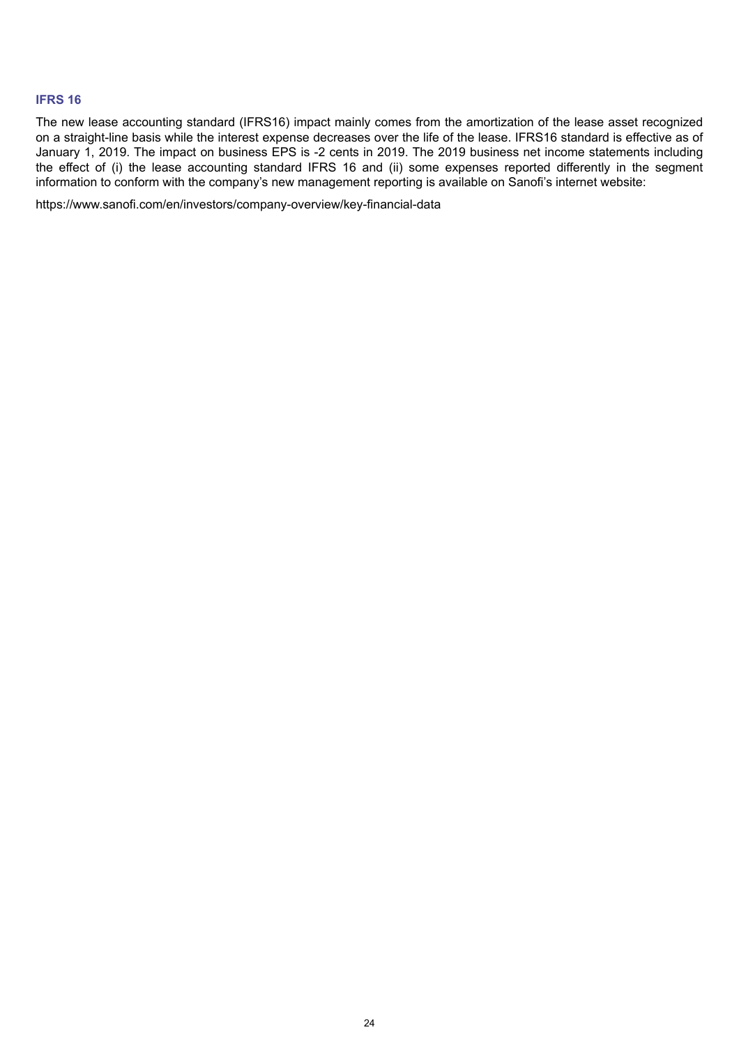### IFRS 16

The new lease accounting standard (IFRS16) impact mainly comes from the amortization of the lease asset recognized on a straight-line basis while the interest expense decreases over the life of the lease. IFRS16 standard is effective as of January 1, 2019. The impact on business EPS is -2 cents in 2019. The 2019 business net income statements including the effect of (i) the lease accounting standard IFRS 16 and (ii) some expenses reported differently in the segment information to conform with the company's new management reporting is available on Sanofi's internet website:

https://www.sanofi.com/en/investors/company-overview/key-financial-data